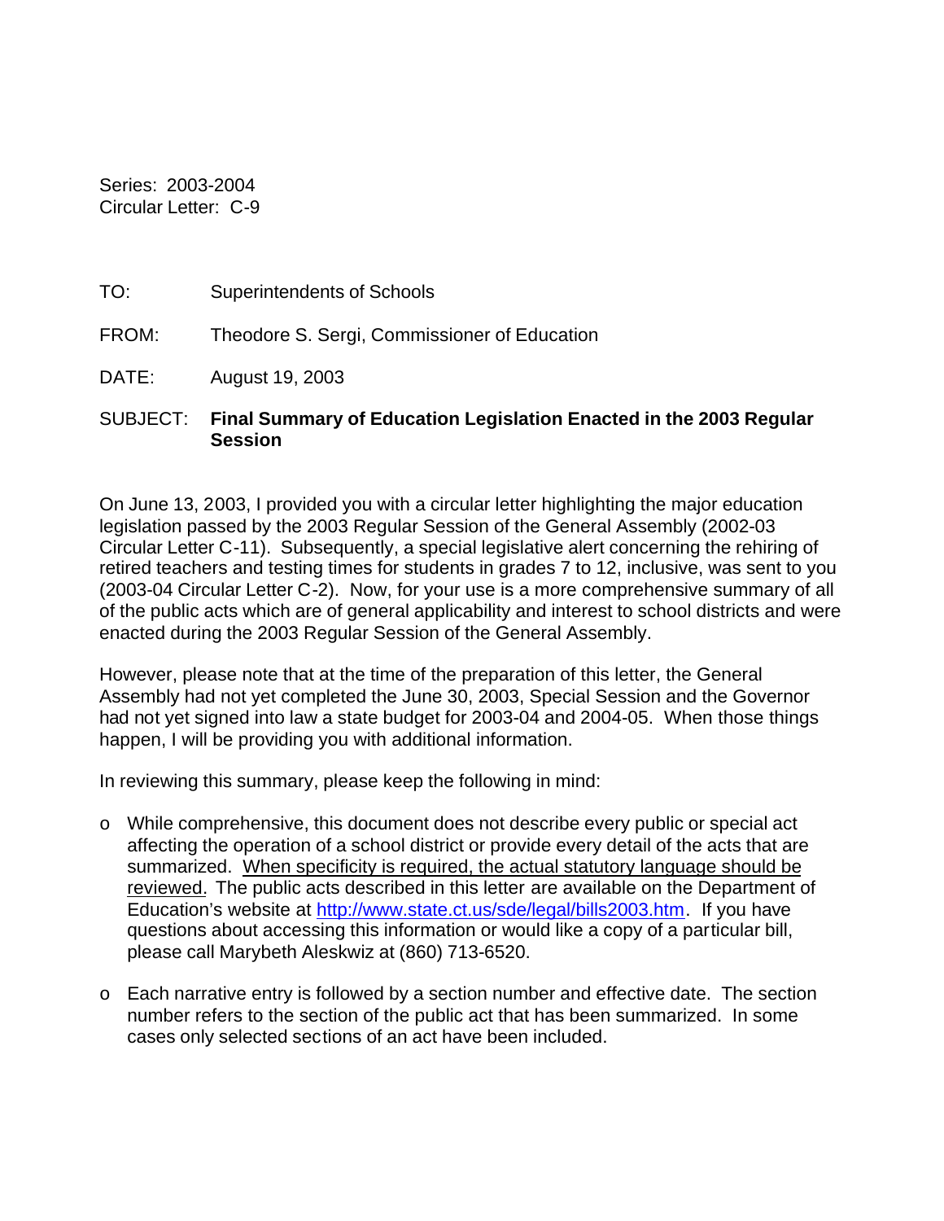Series: 2003-2004
Circular Letter: C-9

TO: Superintendents of Schools

FROM: Theodore S. Sergi, Commissioner of Education

DATE: August 19, 2003

SUBJECT: **Final Summary of Education Legislation Enacted in the 2003 Regular Session**

On June 13, 2003, I provided you with a circular letter highlighting the major education legislation passed by the 2003 Regular Session of the General Assembly (2002-03 Circular Letter C-11). Subsequently, a special legislative alert concerning the rehiring of retired teachers and testing times for students in grades 7 to 12, inclusive, was sent to you (2003-04 Circular Letter C-2). Now, for your use is a more comprehensive summary of all of the public acts which are of general applicability and interest to school districts and were enacted during the 2003 Regular Session of the General Assembly.

However, please note that at the time of the preparation of this letter, the General Assembly had not yet completed the June 30, 2003, Special Session and the Governor had not yet signed into law a state budget for 2003-04 and 2004-05. When those things happen, I will be providing you with additional information.

In reviewing this summary, please keep the following in mind:

- While comprehensive, this document does not describe every public or special act affecting the operation of a school district or provide every detail of the acts that are summarized. When specificity is required, the actual statutory language should be reviewed. The public acts described in this letter are available on the Department of Education's website at http://www.state.ct.us/sde/legal/bills2003.htm. If you have questions about accessing this information or would like a copy of a particular bill, please call Marybeth Aleskwiz at (860) 713-6520.
- Each narrative entry is followed by a section number and effective date. The section number refers to the section of the public act that has been summarized. In some cases only selected sections of an act have been included.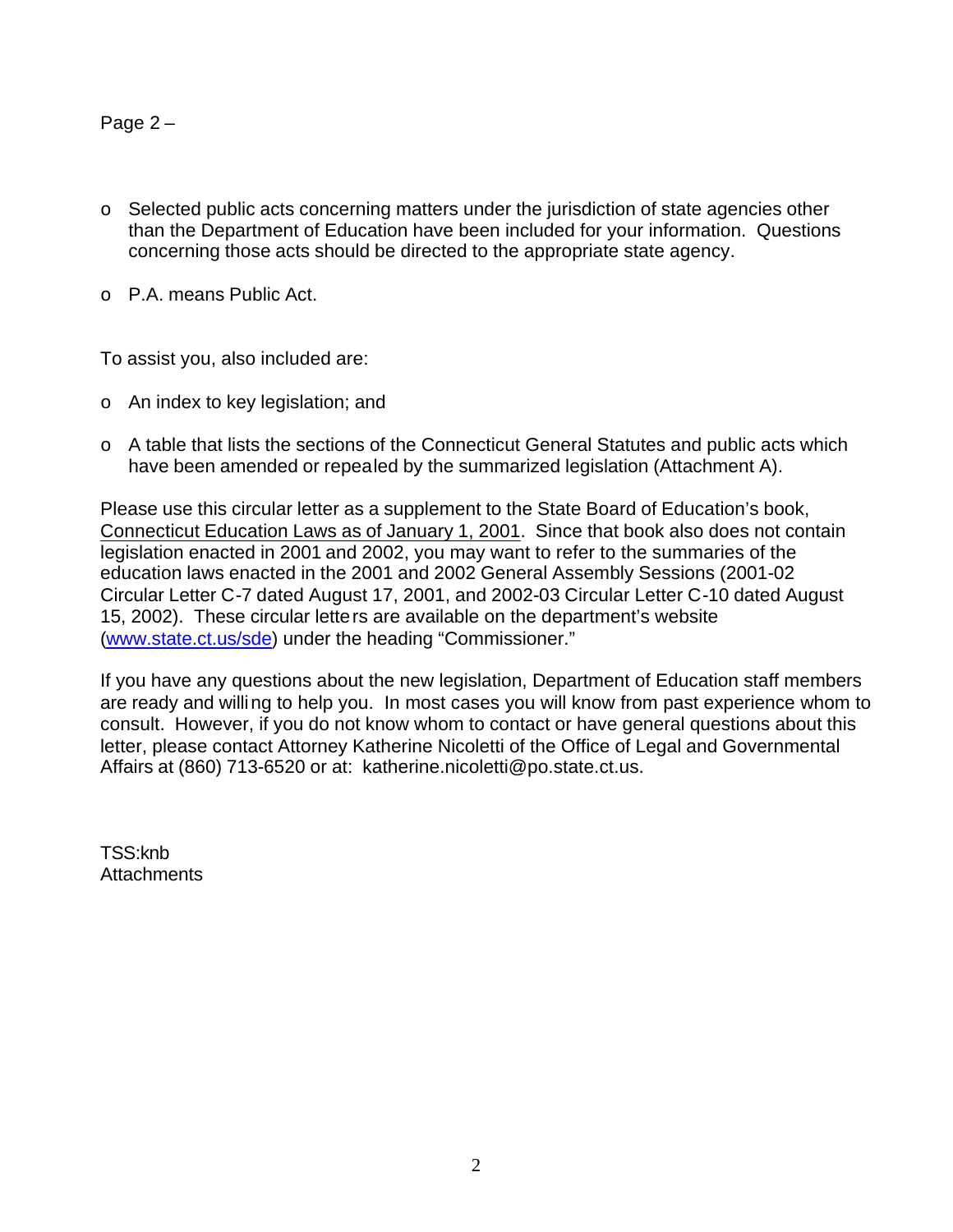- Selected public acts concerning matters under the jurisdiction of state agencies other than the Department of Education have been included for your information. Questions concerning those acts should be directed to the appropriate state agency.

- P.A. means Public Act.

To assist you, also included are:

- An index to key legislation; and

- A table that lists the sections of the Connecticut General Statutes and public acts which have been amended or repealed by the summarized legislation (Attachment A).

Please use this circular letter as a supplement to the State Board of Education's book, Connecticut Education Laws as of January 1, 2001. Since that book also does not contain legislation enacted in 2001 and 2002, you may want to refer to the summaries of the education laws enacted in the 2001 and 2002 General Assembly Sessions (2001-02 Circular Letter C-7 dated August 17, 2001, and 2002-03 Circular Letter C-10 dated August 15, 2002). These circular letters are available on the department's website (www.state.ct.us/sde) under the heading "Commissioner."

If you have any questions about the new legislation, Department of Education staff members are ready and willing to help you. In most cases you will know from past experience whom to consult. However, if you do not know whom to contact or have general questions about this letter, please contact Attorney Katherine Nicoletti of the Office of Legal and Governmental Affairs at (860) 713-6520 or at: katherine.nicoletti@po.state.ct.us.

TSS:knb
Attachments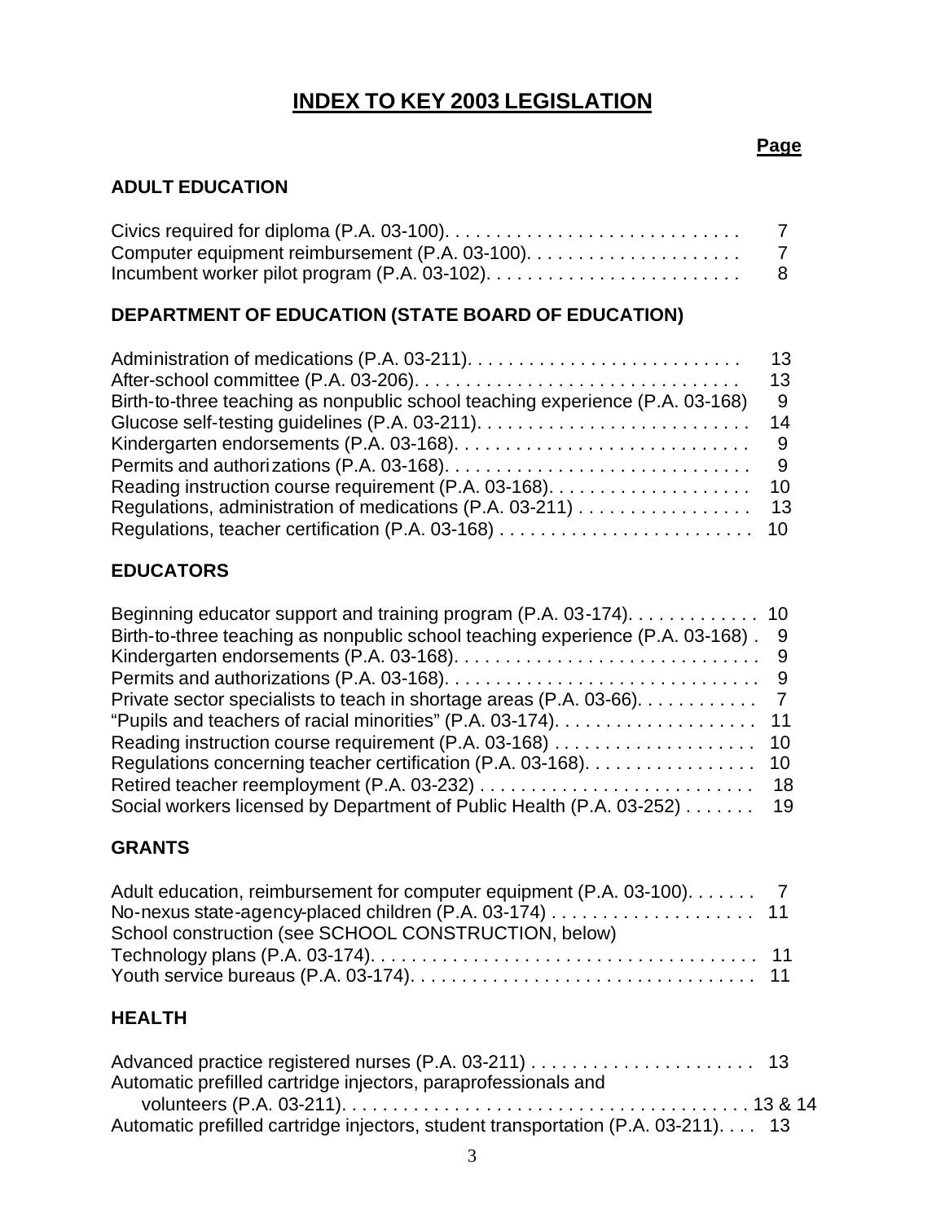# INDEX TO KEY 2003 LEGISLATION

**Page**

## ADULT EDUCATION

| | |
|---|---|
| Civics required for diploma (P.A. 03-100) | 7 |
| Computer equipment reimbursement (P.A. 03-100) | 7 |
| Incumbent worker pilot program (P.A. 03-102) | 8 |

## DEPARTMENT OF EDUCATION (STATE BOARD OF EDUCATION)

| | |
|---|---|
| Administration of medications (P.A. 03-211) | 13 |
| After-school committee (P.A. 03-206) | 13 |
| Birth-to-three teaching as nonpublic school teaching experience (P.A. 03-168) | 9 |
| Glucose self-testing guidelines (P.A. 03-211) | 14 |
| Kindergarten endorsements (P.A. 03-168) | 9 |
| Permits and authorizations (P.A. 03-168) | 9 |
| Reading instruction course requirement (P.A. 03-168) | 10 |
| Regulations, administration of medications (P.A. 03-211) | 13 |
| Regulations, teacher certification (P.A. 03-168) | 10 |

## EDUCATORS

| | |
|---|---|
| Beginning educator support and training program (P.A. 03-174) | 10 |
| Birth-to-three teaching as nonpublic school teaching experience (P.A. 03-168) | 9 |
| Kindergarten endorsements (P.A. 03-168) | 9 |
| Permits and authorizations (P.A. 03-168) | 9 |
| Private sector specialists to teach in shortage areas (P.A. 03-66) | 7 |
| "Pupils and teachers of racial minorities" (P.A. 03-174) | 11 |
| Reading instruction course requirement (P.A. 03-168) | 10 |
| Regulations concerning teacher certification (P.A. 03-168) | 10 |
| Retired teacher reemployment (P.A. 03-232) | 18 |
| Social workers licensed by Department of Public Health (P.A. 03-252) | 19 |

## GRANTS

| | |
|---|---|
| Adult education, reimbursement for computer equipment (P.A. 03-100) | 7 |
| No-nexus state-agency-placed children (P.A. 03-174) | 11 |
| School construction (see SCHOOL CONSTRUCTION, below) | |
| Technology plans (P.A. 03-174) | 11 |
| Youth service bureaus (P.A. 03-174) | 11 |

## HEALTH

| | |
|---|---|
| Advanced practice registered nurses (P.A. 03-211) | 13 |
| Automatic prefilled cartridge injectors, paraprofessionals and volunteers (P.A. 03-211) | 13 & 14 |
| Automatic prefilled cartridge injectors, student transportation (P.A. 03-211) | 13 |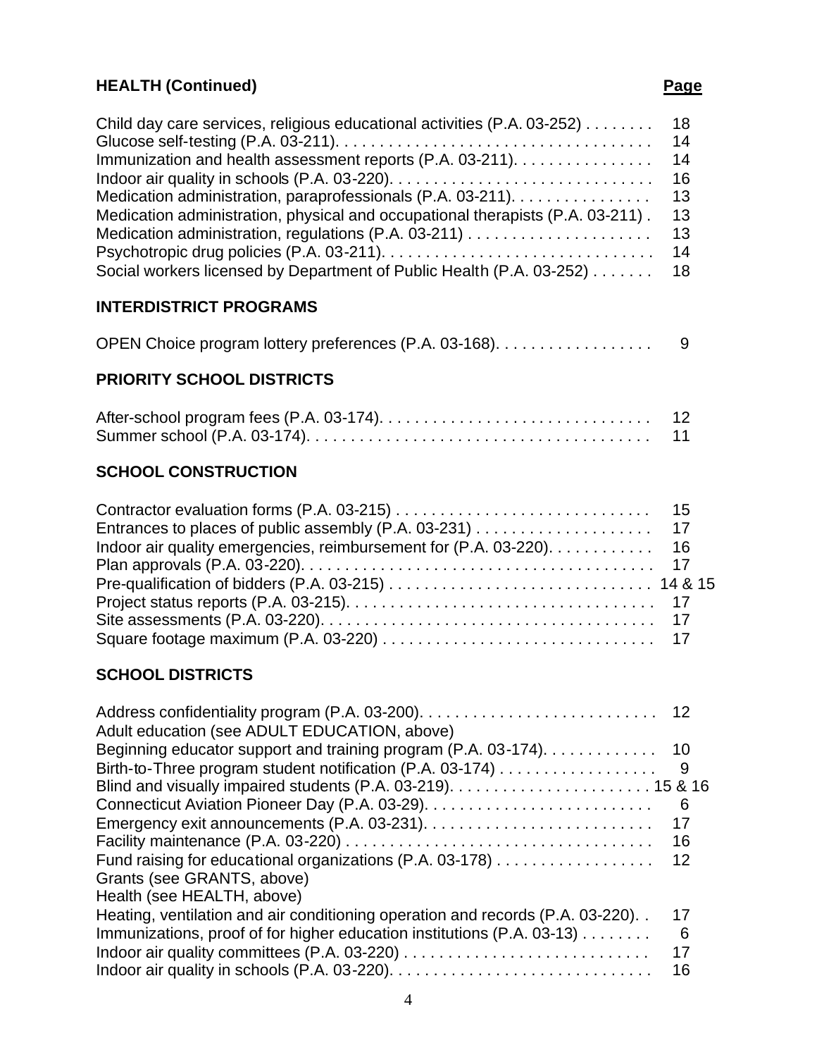## HEALTH (Continued)

| | Page |
|---|---|
| Child day care services, religious educational activities (P.A. 03-252) | 18 |
| Glucose self-testing (P.A. 03-211) | 14 |
| Immunization and health assessment reports (P.A. 03-211) | 14 |
| Indoor air quality in schools (P.A. 03-220) | 16 |
| Medication administration, paraprofessionals (P.A. 03-211) | 13 |
| Medication administration, physical and occupational therapists (P.A. 03-211) | 13 |
| Medication administration, regulations (P.A. 03-211) | 13 |
| Psychotropic drug policies (P.A. 03-211) | 14 |
| Social workers licensed by Department of Public Health (P.A. 03-252) | 18 |

## INTERDISTRICT PROGRAMS

| | |
|---|---|
| OPEN Choice program lottery preferences (P.A. 03-168) | 9 |

## PRIORITY SCHOOL DISTRICTS

| | |
|---|---|
| After-school program fees (P.A. 03-174) | 12 |
| Summer school (P.A. 03-174) | 11 |

## SCHOOL CONSTRUCTION

| | |
|---|---|
| Contractor evaluation forms (P.A. 03-215) | 15 |
| Entrances to places of public assembly (P.A. 03-231) | 17 |
| Indoor air quality emergencies, reimbursement for (P.A. 03-220) | 16 |
| Plan approvals (P.A. 03-220) | 17 |
| Pre-qualification of bidders (P.A. 03-215) | 14 & 15 |
| Project status reports (P.A. 03-215) | 17 |
| Site assessments (P.A. 03-220) | 17 |
| Square footage maximum (P.A. 03-220) | 17 |

## SCHOOL DISTRICTS

| | |
|---|---|
| Address confidentiality program (P.A. 03-200) | 12 |
| Adult education (see ADULT EDUCATION, above) | |
| Beginning educator support and training program (P.A. 03-174) | 10 |
| Birth-to-Three program student notification (P.A. 03-174) | 9 |
| Blind and visually impaired students (P.A. 03-219) | 15 & 16 |
| Connecticut Aviation Pioneer Day (P.A. 03-29) | 6 |
| Emergency exit announcements (P.A. 03-231) | 17 |
| Facility maintenance (P.A. 03-220) | 16 |
| Fund raising for educational organizations (P.A. 03-178) | 12 |
| Grants (see GRANTS, above) | |
| Health (see HEALTH, above) | |
| Heating, ventilation and air conditioning operation and records (P.A. 03-220) | 17 |
| Immunizations, proof of for higher education institutions (P.A. 03-13) | 6 |
| Indoor air quality committees (P.A. 03-220) | 17 |
| Indoor air quality in schools (P.A. 03-220) | 16 |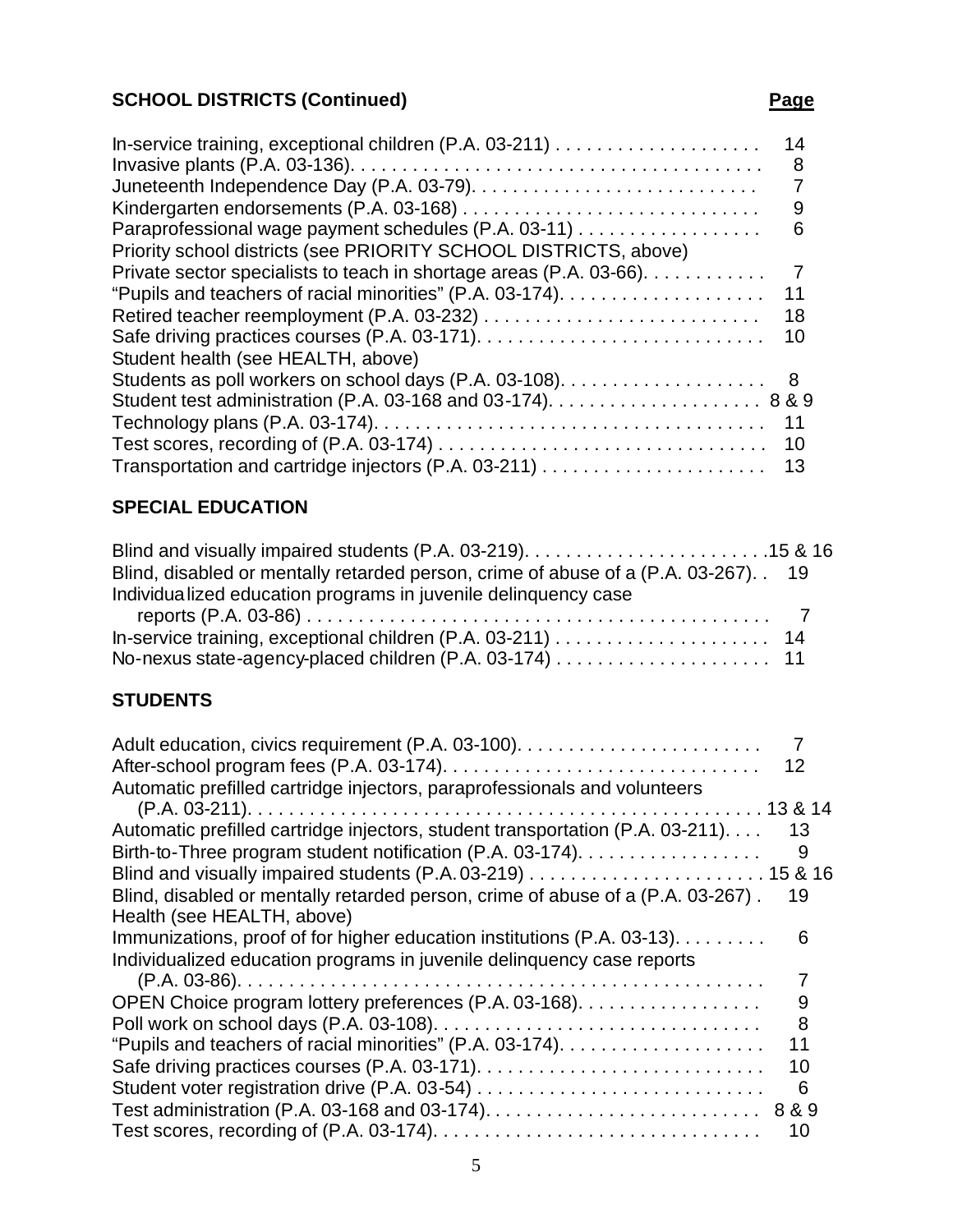## SCHOOL DISTRICTS (Continued)

| | Page |
|---|---|
| In-service training, exceptional children (P.A. 03-211) | 14 |
| Invasive plants (P.A. 03-136) | 8 |
| Juneteenth Independence Day (P.A. 03-79) | 7 |
| Kindergarten endorsements (P.A. 03-168) | 9 |
| Paraprofessional wage payment schedules (P.A. 03-11) | 6 |
| Priority school districts (see PRIORITY SCHOOL DISTRICTS, above) | |
| Private sector specialists to teach in shortage areas (P.A. 03-66) | 7 |
| "Pupils and teachers of racial minorities" (P.A. 03-174) | 11 |
| Retired teacher reemployment (P.A. 03-232) | 18 |
| Safe driving practices courses (P.A. 03-171) | 10 |
| Student health (see HEALTH, above) | |
| Students as poll workers on school days (P.A. 03-108) | 8 |
| Student test administration (P.A. 03-168 and 03-174) | 8 & 9 |
| Technology plans (P.A. 03-174) | 11 |
| Test scores, recording of (P.A. 03-174) | 10 |
| Transportation and cartridge injectors (P.A. 03-211) | 13 |

## SPECIAL EDUCATION

| | |
|---|---|
| Blind and visually impaired students (P.A. 03-219) | 15 & 16 |
| Blind, disabled or mentally retarded person, crime of abuse of a (P.A. 03-267) | 19 |
| Individualized education programs in juvenile delinquency case reports (P.A. 03-86) | 7 |
| In-service training, exceptional children (P.A. 03-211) | 14 |
| No-nexus state-agency-placed children (P.A. 03-174) | 11 |

## STUDENTS

| | |
|---|---|
| Adult education, civics requirement (P.A. 03-100) | 7 |
| After-school program fees (P.A. 03-174) | 12 |
| Automatic prefilled cartridge injectors, paraprofessionals and volunteers (P.A. 03-211) | 13 & 14 |
| Automatic prefilled cartridge injectors, student transportation (P.A. 03-211) | 13 |
| Birth-to-Three program student notification (P.A. 03-174) | 9 |
| Blind and visually impaired students (P.A. 03-219) | 15 & 16 |
| Blind, disabled or mentally retarded person, crime of abuse of a (P.A. 03-267) | 19 |
| Health (see HEALTH, above) | |
| Immunizations, proof of for higher education institutions (P.A. 03-13) | 6 |
| Individualized education programs in juvenile delinquency case reports (P.A. 03-86) | 7 |
| OPEN Choice program lottery preferences (P.A. 03-168) | 9 |
| Poll work on school days (P.A. 03-108) | 8 |
| "Pupils and teachers of racial minorities" (P.A. 03-174) | 11 |
| Safe driving practices courses (P.A. 03-171) | 10 |
| Student voter registration drive (P.A. 03-54) | 6 |
| Test administration (P.A. 03-168 and 03-174) | 8 & 9 |
| Test scores, recording of (P.A. 03-174) | 10 |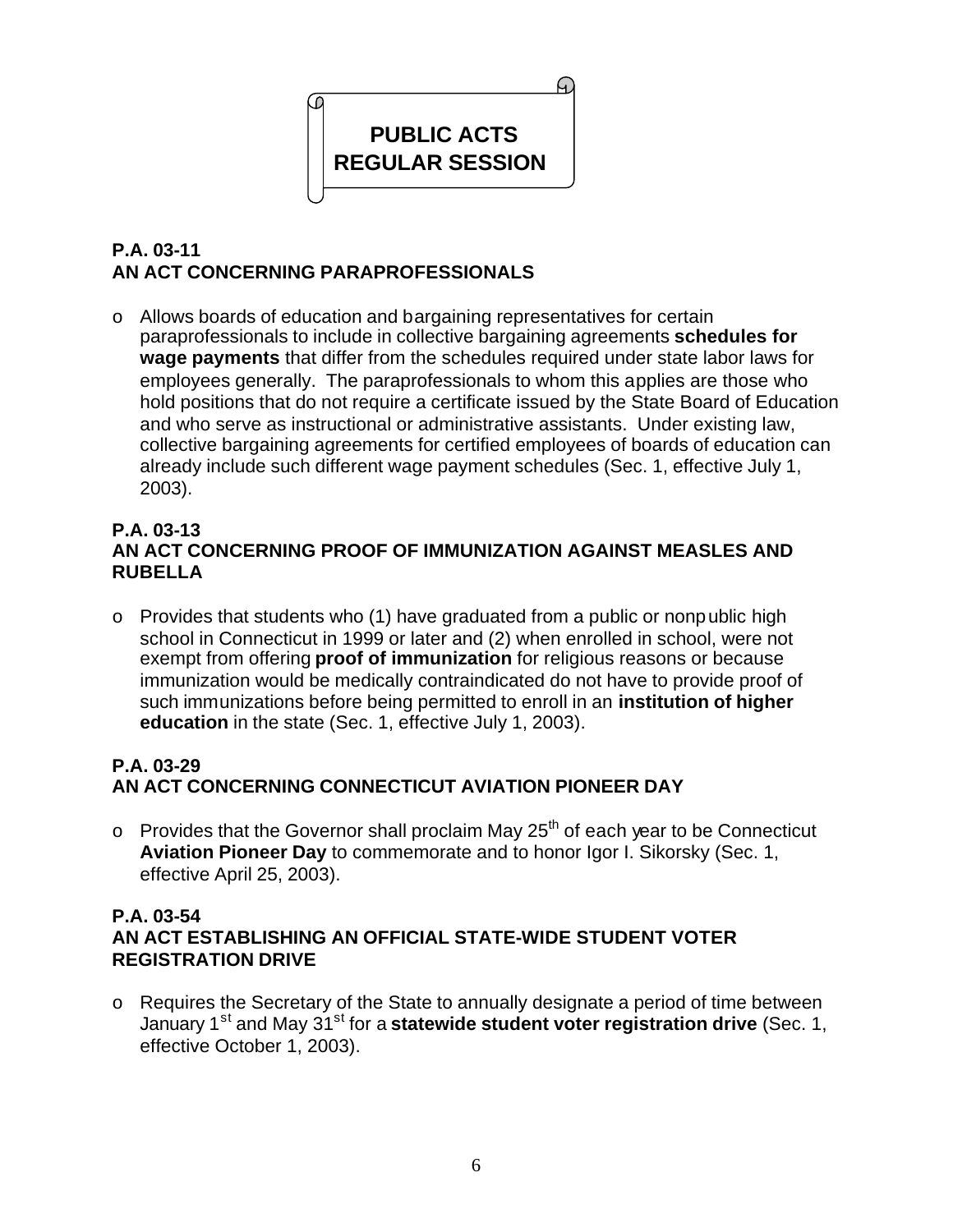# PUBLIC ACTS REGULAR SESSION

## P.A. 03-11
## AN ACT CONCERNING PARAPROFESSIONALS

- Allows boards of education and bargaining representatives for certain paraprofessionals to include in collective bargaining agreements **schedules for wage payments** that differ from the schedules required under state labor laws for employees generally. The paraprofessionals to whom this applies are those who hold positions that do not require a certificate issued by the State Board of Education and who serve as instructional or administrative assistants. Under existing law, collective bargaining agreements for certified employees of boards of education can already include such different wage payment schedules (Sec. 1, effective July 1, 2003).

## P.A. 03-13
## AN ACT CONCERNING PROOF OF IMMUNIZATION AGAINST MEASLES AND RUBELLA

- Provides that students who (1) have graduated from a public or nonpublic high school in Connecticut in 1999 or later and (2) when enrolled in school, were not exempt from offering **proof of immunization** for religious reasons or because immunization would be medically contraindicated do not have to provide proof of such immunizations before being permitted to enroll in an **institution of higher education** in the state (Sec. 1, effective July 1, 2003).

## P.A. 03-29
## AN ACT CONCERNING CONNECTICUT AVIATION PIONEER DAY

- Provides that the Governor shall proclaim May 25th of each year to be Connecticut **Aviation Pioneer Day** to commemorate and to honor Igor I. Sikorsky (Sec. 1, effective April 25, 2003).

## P.A. 03-54
## AN ACT ESTABLISHING AN OFFICIAL STATE-WIDE STUDENT VOTER REGISTRATION DRIVE

- Requires the Secretary of the State to annually designate a period of time between January 1st and May 31st for a **statewide student voter registration drive** (Sec. 1, effective October 1, 2003).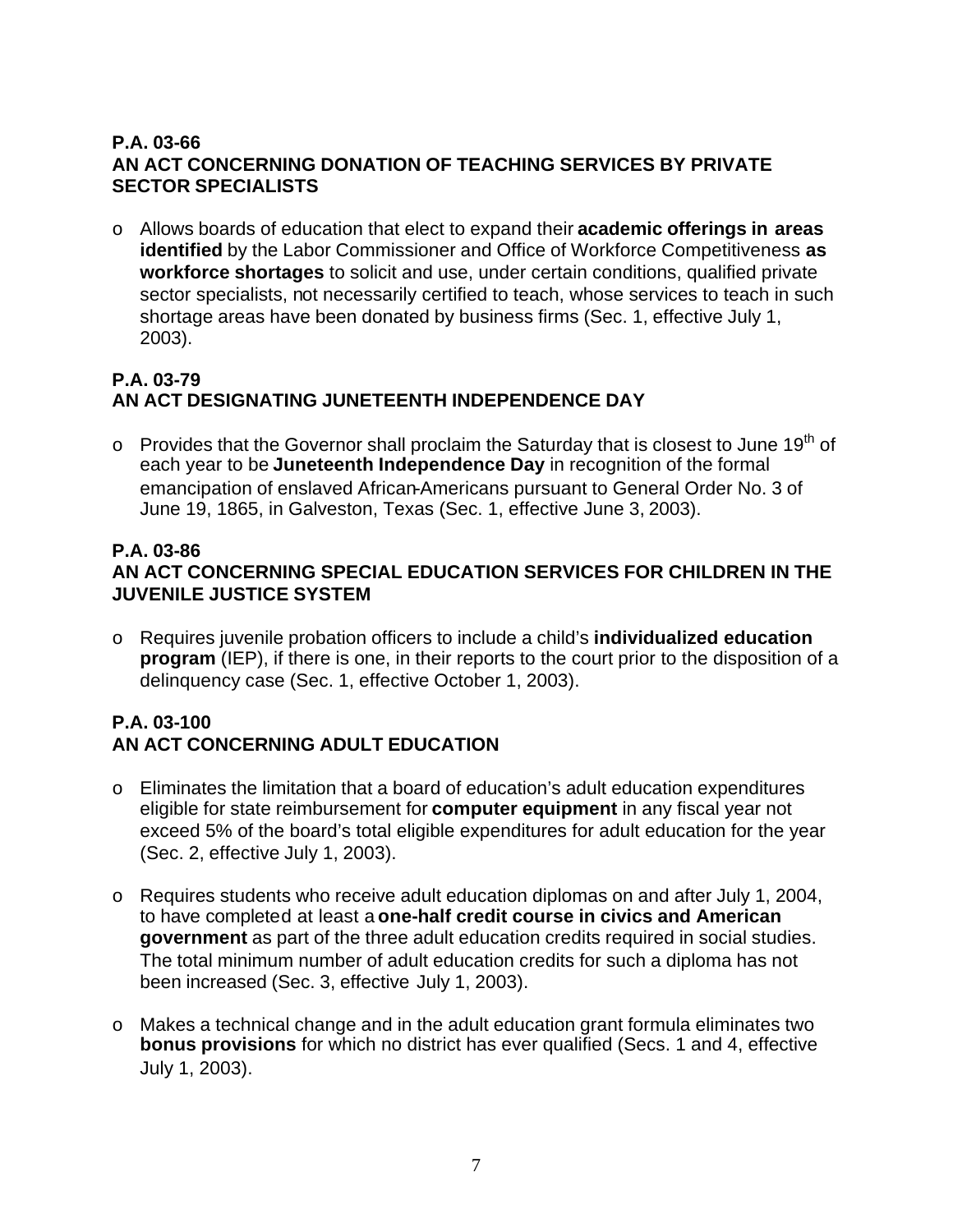**P.A. 03-66**
**AN ACT CONCERNING DONATION OF TEACHING SERVICES BY PRIVATE SECTOR SPECIALISTS**

- Allows boards of education that elect to expand their **academic offerings in areas identified** by the Labor Commissioner and Office of Workforce Competitiveness **as workforce shortages** to solicit and use, under certain conditions, qualified private sector specialists, not necessarily certified to teach, whose services to teach in such shortage areas have been donated by business firms (Sec. 1, effective July 1, 2003).

**P.A. 03-79**
**AN ACT DESIGNATING JUNETEENTH INDEPENDENCE DAY**

- Provides that the Governor shall proclaim the Saturday that is closest to June 19th of each year to be **Juneteenth Independence Day** in recognition of the formal emancipation of enslaved African-Americans pursuant to General Order No. 3 of June 19, 1865, in Galveston, Texas (Sec. 1, effective June 3, 2003).

**P.A. 03-86**
**AN ACT CONCERNING SPECIAL EDUCATION SERVICES FOR CHILDREN IN THE JUVENILE JUSTICE SYSTEM**

- Requires juvenile probation officers to include a child's **individualized education program** (IEP), if there is one, in their reports to the court prior to the disposition of a delinquency case (Sec. 1, effective October 1, 2003).

**P.A. 03-100**
**AN ACT CONCERNING ADULT EDUCATION**

- Eliminates the limitation that a board of education's adult education expenditures eligible for state reimbursement for **computer equipment** in any fiscal year not exceed 5% of the board's total eligible expenditures for adult education for the year (Sec. 2, effective July 1, 2003).

- Requires students who receive adult education diplomas on and after July 1, 2004, to have completed at least a **one-half credit course in civics and American government** as part of the three adult education credits required in social studies. The total minimum number of adult education credits for such a diploma has not been increased (Sec. 3, effective July 1, 2003).

- Makes a technical change and in the adult education grant formula eliminates two **bonus provisions** for which no district has ever qualified (Secs. 1 and 4, effective July 1, 2003).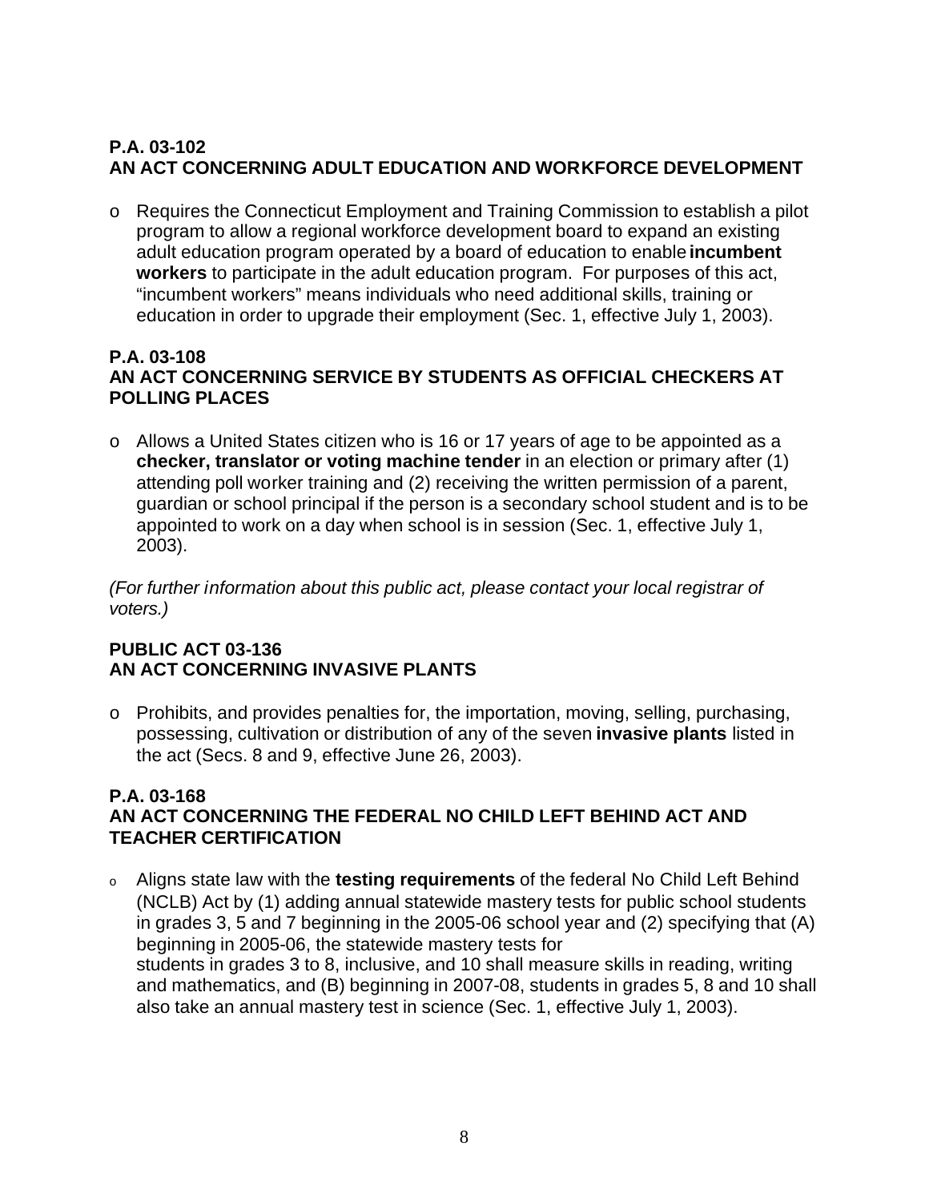**P.A. 03-102**
**AN ACT CONCERNING ADULT EDUCATION AND WORKFORCE DEVELOPMENT**

- Requires the Connecticut Employment and Training Commission to establish a pilot program to allow a regional workforce development board to expand an existing adult education program operated by a board of education to enable **incumbent workers** to participate in the adult education program. For purposes of this act, "incumbent workers" means individuals who need additional skills, training or education in order to upgrade their employment (Sec. 1, effective July 1, 2003).

**P.A. 03-108**
**AN ACT CONCERNING SERVICE BY STUDENTS AS OFFICIAL CHECKERS AT POLLING PLACES**

- Allows a United States citizen who is 16 or 17 years of age to be appointed as a **checker, translator or voting machine tender** in an election or primary after (1) attending poll worker training and (2) receiving the written permission of a parent, guardian or school principal if the person is a secondary school student and is to be appointed to work on a day when school is in session (Sec. 1, effective July 1, 2003).

*(For further information about this public act, please contact your local registrar of voters.)*

**PUBLIC ACT 03-136**
**AN ACT CONCERNING INVASIVE PLANTS**

- Prohibits, and provides penalties for, the importation, moving, selling, purchasing, possessing, cultivation or distribution of any of the seven **invasive plants** listed in the act (Secs. 8 and 9, effective June 26, 2003).

**P.A. 03-168**
**AN ACT CONCERNING THE FEDERAL NO CHILD LEFT BEHIND ACT AND TEACHER CERTIFICATION**

- Aligns state law with the **testing requirements** of the federal No Child Left Behind (NCLB) Act by (1) adding annual statewide mastery tests for public school students in grades 3, 5 and 7 beginning in the 2005-06 school year and (2) specifying that (A) beginning in 2005-06, the statewide mastery tests for students in grades 3 to 8, inclusive, and 10 shall measure skills in reading, writing and mathematics, and (B) beginning in 2007-08, students in grades 5, 8 and 10 shall also take an annual mastery test in science (Sec. 1, effective July 1, 2003).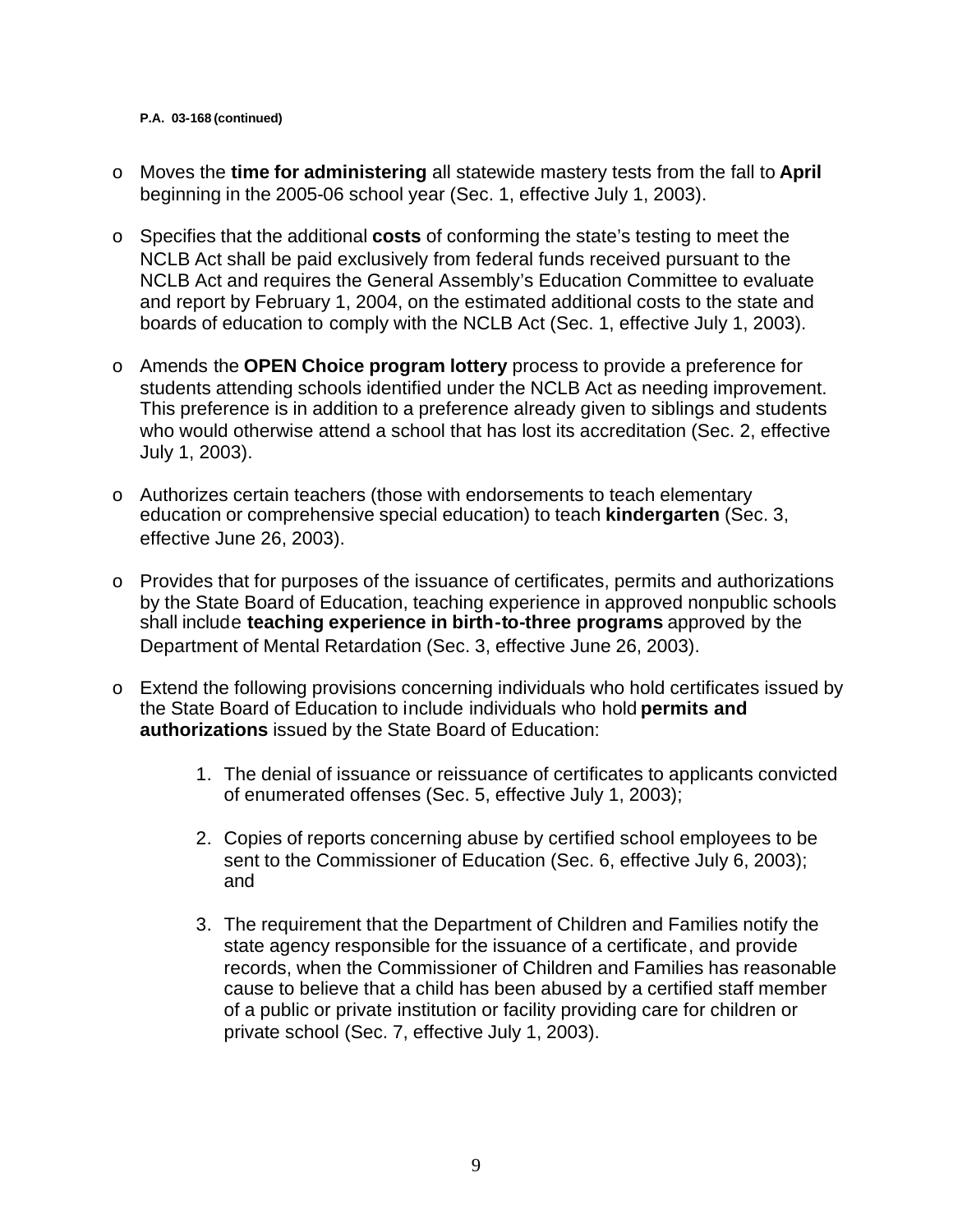**P.A. 03-168 (continued)**

- Moves the **time for administering** all statewide mastery tests from the fall to **April** beginning in the 2005-06 school year (Sec. 1, effective July 1, 2003).

- Specifies that the additional **costs** of conforming the state's testing to meet the NCLB Act shall be paid exclusively from federal funds received pursuant to the NCLB Act and requires the General Assembly's Education Committee to evaluate and report by February 1, 2004, on the estimated additional costs to the state and boards of education to comply with the NCLB Act (Sec. 1, effective July 1, 2003).

- Amends the **OPEN Choice program lottery** process to provide a preference for students attending schools identified under the NCLB Act as needing improvement. This preference is in addition to a preference already given to siblings and students who would otherwise attend a school that has lost its accreditation (Sec. 2, effective July 1, 2003).

- Authorizes certain teachers (those with endorsements to teach elementary education or comprehensive special education) to teach **kindergarten** (Sec. 3, effective June 26, 2003).

- Provides that for purposes of the issuance of certificates, permits and authorizations by the State Board of Education, teaching experience in approved nonpublic schools shall include **teaching experience in birth-to-three programs** approved by the Department of Mental Retardation (Sec. 3, effective June 26, 2003).

- Extend the following provisions concerning individuals who hold certificates issued by the State Board of Education to include individuals who hold **permits and authorizations** issued by the State Board of Education:

  1. The denial of issuance or reissuance of certificates to applicants convicted of enumerated offenses (Sec. 5, effective July 1, 2003);

  2. Copies of reports concerning abuse by certified school employees to be sent to the Commissioner of Education (Sec. 6, effective July 6, 2003); and

  3. The requirement that the Department of Children and Families notify the state agency responsible for the issuance of a certificate, and provide records, when the Commissioner of Children and Families has reasonable cause to believe that a child has been abused by a certified staff member of a public or private institution or facility providing care for children or private school (Sec. 7, effective July 1, 2003).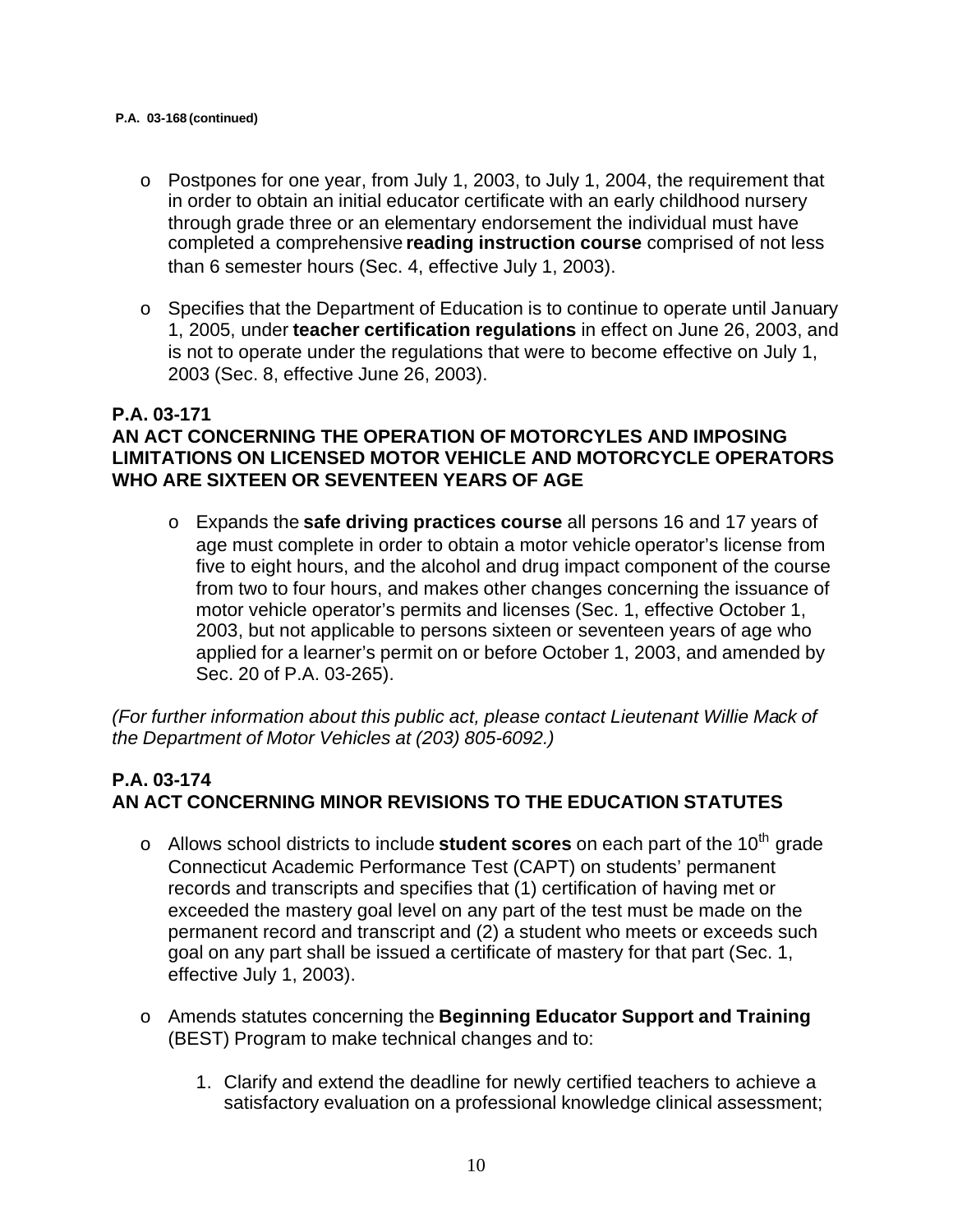- Postpones for one year, from July 1, 2003, to July 1, 2004, the requirement that in order to obtain an initial educator certificate with an early childhood nursery through grade three or an elementary endorsement the individual must have completed a comprehensive **reading instruction course** comprised of not less than 6 semester hours (Sec. 4, effective July 1, 2003).

- Specifies that the Department of Education is to continue to operate until January 1, 2005, under **teacher certification regulations** in effect on June 26, 2003, and is not to operate under the regulations that were to become effective on July 1, 2003 (Sec. 8, effective June 26, 2003).

### P.A. 03-171
### AN ACT CONCERNING THE OPERATION OF MOTORCYLES AND IMPOSING LIMITATIONS ON LICENSED MOTOR VEHICLE AND MOTORCYCLE OPERATORS WHO ARE SIXTEEN OR SEVENTEEN YEARS OF AGE

- Expands the **safe driving practices course** all persons 16 and 17 years of age must complete in order to obtain a motor vehicle operator's license from five to eight hours, and the alcohol and drug impact component of the course from two to four hours, and makes other changes concerning the issuance of motor vehicle operator's permits and licenses (Sec. 1, effective October 1, 2003, but not applicable to persons sixteen or seventeen years of age who applied for a learner's permit on or before October 1, 2003, and amended by Sec. 20 of P.A. 03-265).

*(For further information about this public act, please contact Lieutenant Willie Mack of the Department of Motor Vehicles at (203) 805-6092.)*

### P.A. 03-174
### AN ACT CONCERNING MINOR REVISIONS TO THE EDUCATION STATUTES

- Allows school districts to include **student scores** on each part of the 10th grade Connecticut Academic Performance Test (CAPT) on students' permanent records and transcripts and specifies that (1) certification of having met or exceeded the mastery goal level on any part of the test must be made on the permanent record and transcript and (2) a student who meets or exceeds such goal on any part shall be issued a certificate of mastery for that part (Sec. 1, effective July 1, 2003).

- Amends statutes concerning the **Beginning Educator Support and Training** (BEST) Program to make technical changes and to:

  1. Clarify and extend the deadline for newly certified teachers to achieve a satisfactory evaluation on a professional knowledge clinical assessment;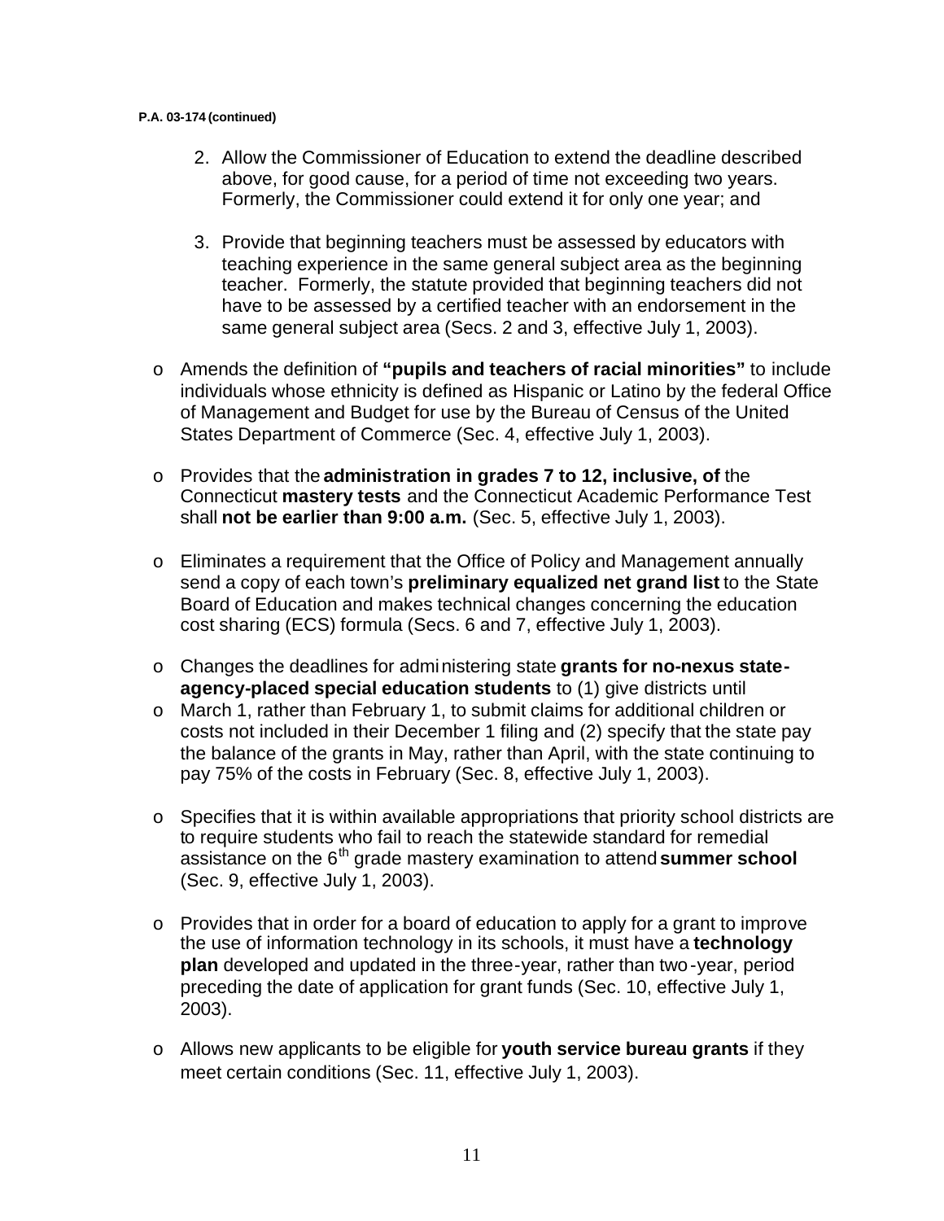**P.A. 03-174 (continued)**

2. Allow the Commissioner of Education to extend the deadline described above, for good cause, for a period of time not exceeding two years. Formerly, the Commissioner could extend it for only one year; and

3. Provide that beginning teachers must be assessed by educators with teaching experience in the same general subject area as the beginning teacher. Formerly, the statute provided that beginning teachers did not have to be assessed by a certified teacher with an endorsement in the same general subject area (Secs. 2 and 3, effective July 1, 2003).

- Amends the definition of **"pupils and teachers of racial minorities"** to include individuals whose ethnicity is defined as Hispanic or Latino by the federal Office of Management and Budget for use by the Bureau of Census of the United States Department of Commerce (Sec. 4, effective July 1, 2003).

- Provides that the **administration in grades 7 to 12, inclusive, of** the Connecticut **mastery tests** and the Connecticut Academic Performance Test shall **not be earlier than 9:00 a.m.** (Sec. 5, effective July 1, 2003).

- Eliminates a requirement that the Office of Policy and Management annually send a copy of each town's **preliminary equalized net grand list** to the State Board of Education and makes technical changes concerning the education cost sharing (ECS) formula (Secs. 6 and 7, effective July 1, 2003).

- Changes the deadlines for administering state **grants for no-nexus state-agency-placed special education students** to (1) give districts until
- March 1, rather than February 1, to submit claims for additional children or costs not included in their December 1 filing and (2) specify that the state pay the balance of the grants in May, rather than April, with the state continuing to pay 75% of the costs in February (Sec. 8, effective July 1, 2003).

- Specifies that it is within available appropriations that priority school districts are to require students who fail to reach the statewide standard for remedial assistance on the 6th grade mastery examination to attend **summer school** (Sec. 9, effective July 1, 2003).

- Provides that in order for a board of education to apply for a grant to improve the use of information technology in its schools, it must have a **technology plan** developed and updated in the three-year, rather than two-year, period preceding the date of application for grant funds (Sec. 10, effective July 1, 2003).

- Allows new applicants to be eligible for **youth service bureau grants** if they meet certain conditions (Sec. 11, effective July 1, 2003).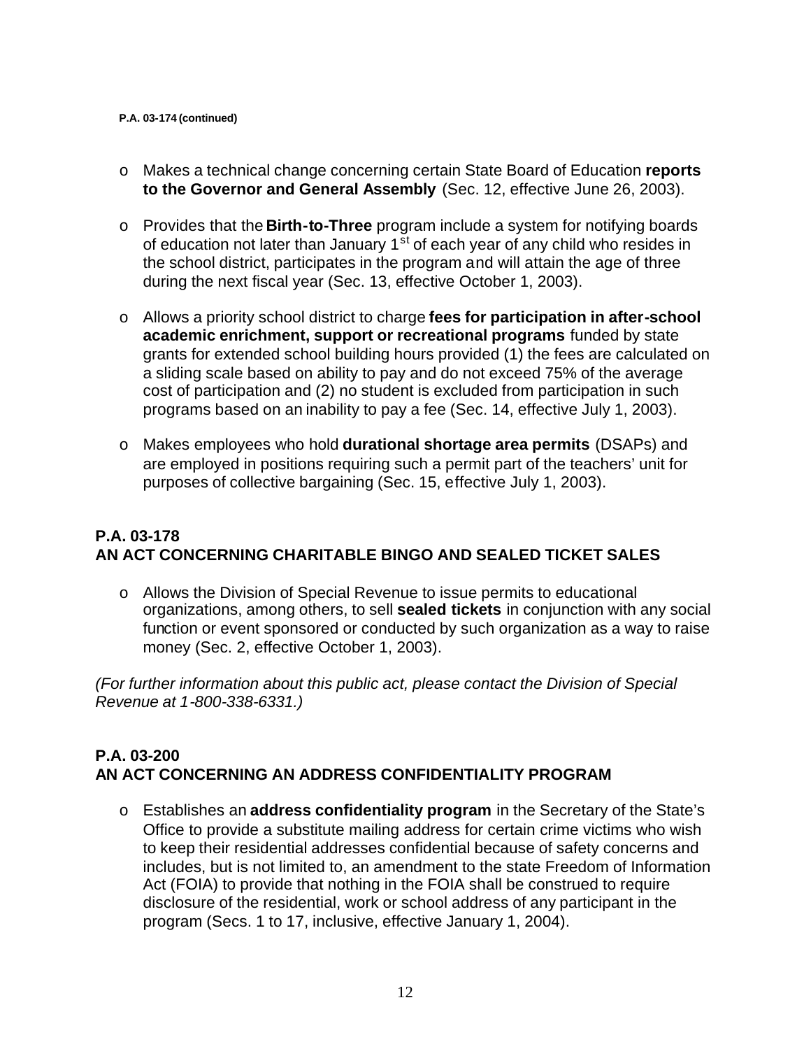**P.A. 03-174 (continued)**

- Makes a technical change concerning certain State Board of Education **reports to the Governor and General Assembly** (Sec. 12, effective June 26, 2003).

- Provides that the **Birth-to-Three** program include a system for notifying boards of education not later than January 1st of each year of any child who resides in the school district, participates in the program and will attain the age of three during the next fiscal year (Sec. 13, effective October 1, 2003).

- Allows a priority school district to charge **fees for participation in after-school academic enrichment, support or recreational programs** funded by state grants for extended school building hours provided (1) the fees are calculated on a sliding scale based on ability to pay and do not exceed 75% of the average cost of participation and (2) no student is excluded from participation in such programs based on an inability to pay a fee (Sec. 14, effective July 1, 2003).

- Makes employees who hold **durational shortage area permits** (DSAPs) and are employed in positions requiring such a permit part of the teachers' unit for purposes of collective bargaining (Sec. 15, effective July 1, 2003).

## P.A. 03-178
## AN ACT CONCERNING CHARITABLE BINGO AND SEALED TICKET SALES

- Allows the Division of Special Revenue to issue permits to educational organizations, among others, to sell **sealed tickets** in conjunction with any social function or event sponsored or conducted by such organization as a way to raise money (Sec. 2, effective October 1, 2003).

*(For further information about this public act, please contact the Division of Special Revenue at 1-800-338-6331.)*

## P.A. 03-200
## AN ACT CONCERNING AN ADDRESS CONFIDENTIALITY PROGRAM

- Establishes an **address confidentiality program** in the Secretary of the State's Office to provide a substitute mailing address for certain crime victims who wish to keep their residential addresses confidential because of safety concerns and includes, but is not limited to, an amendment to the state Freedom of Information Act (FOIA) to provide that nothing in the FOIA shall be construed to require disclosure of the residential, work or school address of any participant in the program (Secs. 1 to 17, inclusive, effective January 1, 2004).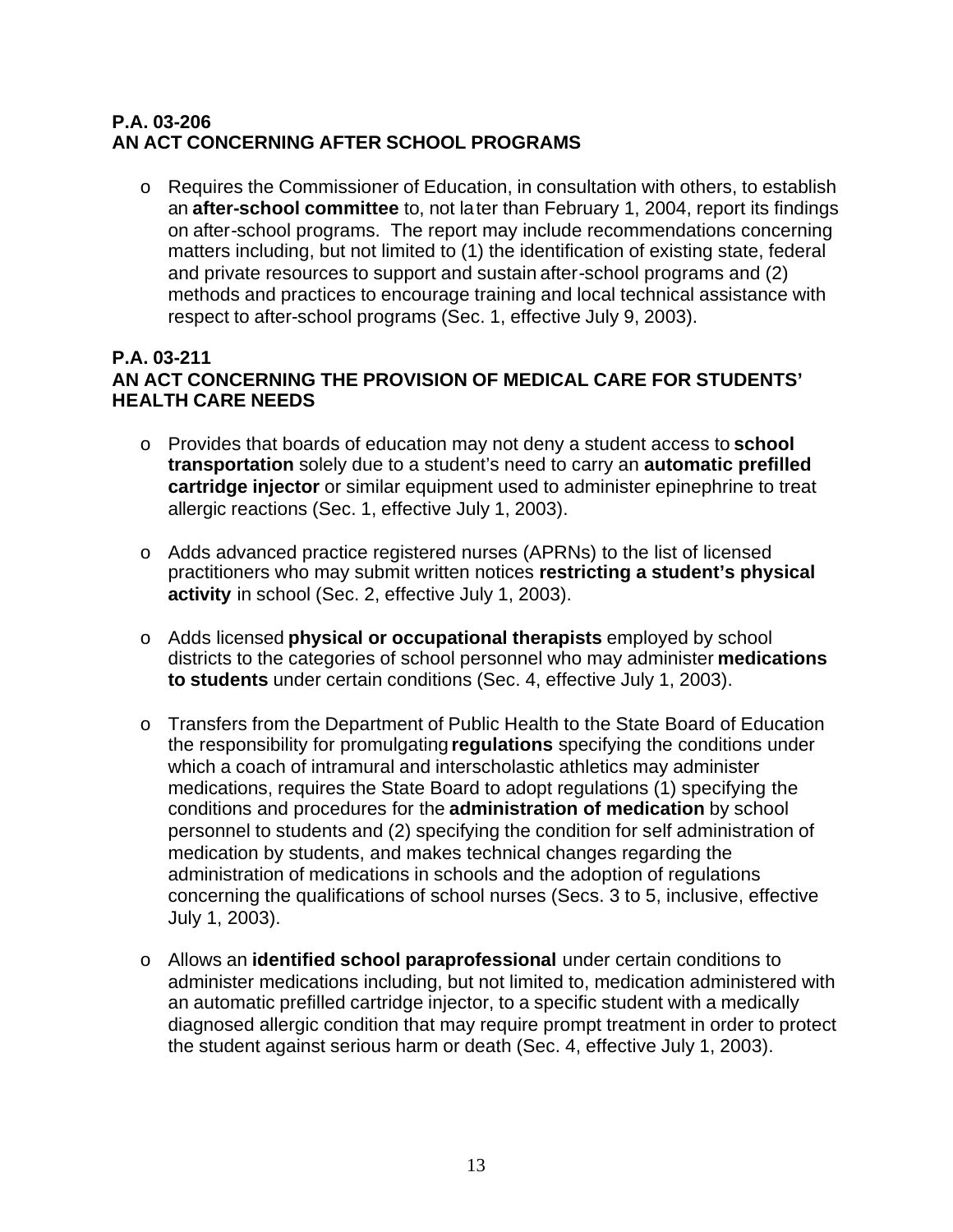**P.A. 03-206**
**AN ACT CONCERNING AFTER SCHOOL PROGRAMS**

- Requires the Commissioner of Education, in consultation with others, to establish an **after-school committee** to, not later than February 1, 2004, report its findings on after-school programs. The report may include recommendations concerning matters including, but not limited to (1) the identification of existing state, federal and private resources to support and sustain after-school programs and (2) methods and practices to encourage training and local technical assistance with respect to after-school programs (Sec. 1, effective July 9, 2003).

**P.A. 03-211**
**AN ACT CONCERNING THE PROVISION OF MEDICAL CARE FOR STUDENTS' HEALTH CARE NEEDS**

- Provides that boards of education may not deny a student access to **school transportation** solely due to a student's need to carry an **automatic prefilled cartridge injector** or similar equipment used to administer epinephrine to treat allergic reactions (Sec. 1, effective July 1, 2003).

- Adds advanced practice registered nurses (APRNs) to the list of licensed practitioners who may submit written notices **restricting a student's physical activity** in school (Sec. 2, effective July 1, 2003).

- Adds licensed **physical or occupational therapists** employed by school districts to the categories of school personnel who may administer **medications to students** under certain conditions (Sec. 4, effective July 1, 2003).

- Transfers from the Department of Public Health to the State Board of Education the responsibility for promulgating **regulations** specifying the conditions under which a coach of intramural and interscholastic athletics may administer medications, requires the State Board to adopt regulations (1) specifying the conditions and procedures for the **administration of medication** by school personnel to students and (2) specifying the condition for self administration of medication by students, and makes technical changes regarding the administration of medications in schools and the adoption of regulations concerning the qualifications of school nurses (Secs. 3 to 5, inclusive, effective July 1, 2003).

- Allows an **identified school paraprofessional** under certain conditions to administer medications including, but not limited to, medication administered with an automatic prefilled cartridge injector, to a specific student with a medically diagnosed allergic condition that may require prompt treatment in order to protect the student against serious harm or death (Sec. 4, effective July 1, 2003).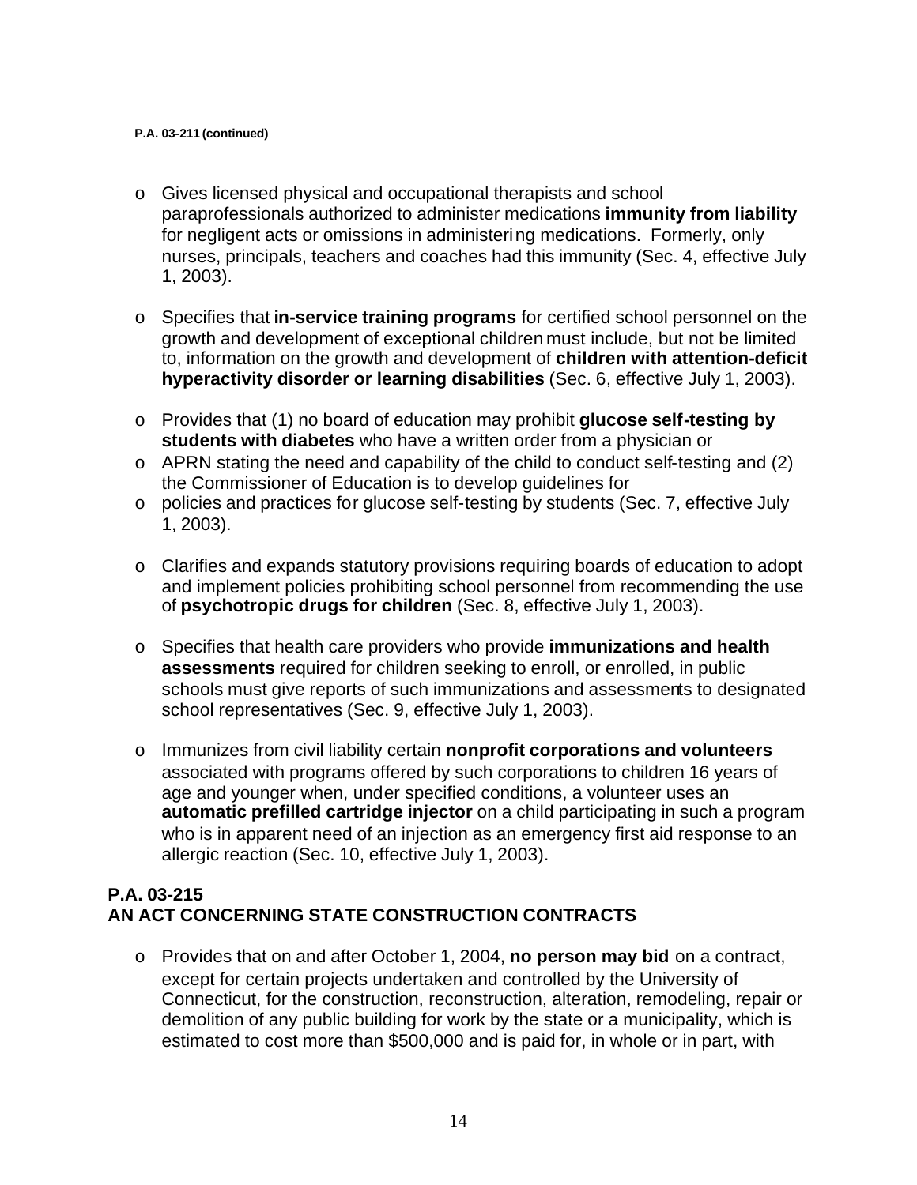**P.A. 03-211 (continued)**

- Gives licensed physical and occupational therapists and school paraprofessionals authorized to administer medications **immunity from liability** for negligent acts or omissions in administering medications. Formerly, only nurses, principals, teachers and coaches had this immunity (Sec. 4, effective July 1, 2003).

- Specifies that **in-service training programs** for certified school personnel on the growth and development of exceptional children must include, but not be limited to, information on the growth and development of **children with attention-deficit hyperactivity disorder or learning disabilities** (Sec. 6, effective July 1, 2003).

- Provides that (1) no board of education may prohibit **glucose self-testing by students with diabetes** who have a written order from a physician or
- APRN stating the need and capability of the child to conduct self-testing and (2) the Commissioner of Education is to develop guidelines for
- policies and practices for glucose self-testing by students (Sec. 7, effective July 1, 2003).

- Clarifies and expands statutory provisions requiring boards of education to adopt and implement policies prohibiting school personnel from recommending the use of **psychotropic drugs for children** (Sec. 8, effective July 1, 2003).

- Specifies that health care providers who provide **immunizations and health assessments** required for children seeking to enroll, or enrolled, in public schools must give reports of such immunizations and assessments to designated school representatives (Sec. 9, effective July 1, 2003).

- Immunizes from civil liability certain **nonprofit corporations and volunteers** associated with programs offered by such corporations to children 16 years of age and younger when, under specified conditions, a volunteer uses an **automatic prefilled cartridge injector** on a child participating in such a program who is in apparent need of an injection as an emergency first aid response to an allergic reaction (Sec. 10, effective July 1, 2003).

## P.A. 03-215
## AN ACT CONCERNING STATE CONSTRUCTION CONTRACTS

- Provides that on and after October 1, 2004, **no person may bid** on a contract, except for certain projects undertaken and controlled by the University of Connecticut, for the construction, reconstruction, alteration, remodeling, repair or demolition of any public building for work by the state or a municipality, which is estimated to cost more than $500,000 and is paid for, in whole or in part, with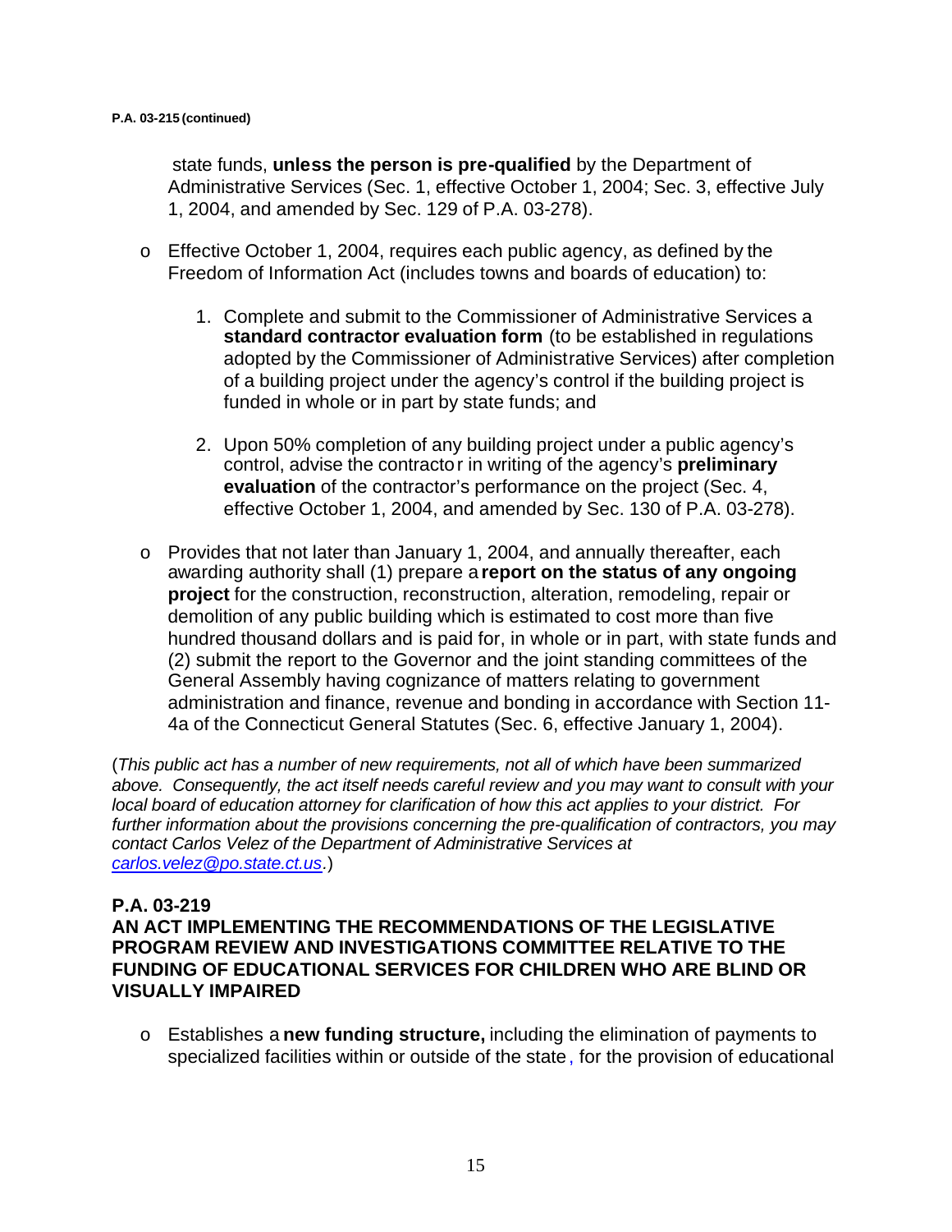state funds, **unless the person is pre-qualified** by the Department of Administrative Services (Sec. 1, effective October 1, 2004; Sec. 3, effective July 1, 2004, and amended by Sec. 129 of P.A. 03-278).

- Effective October 1, 2004, requires each public agency, as defined by the Freedom of Information Act (includes towns and boards of education) to:

    1. Complete and submit to the Commissioner of Administrative Services a **standard contractor evaluation form** (to be established in regulations adopted by the Commissioner of Administrative Services) after completion of a building project under the agency's control if the building project is funded in whole or in part by state funds; and

    2. Upon 50% completion of any building project under a public agency's control, advise the contractor in writing of the agency's **preliminary evaluation** of the contractor's performance on the project (Sec. 4, effective October 1, 2004, and amended by Sec. 130 of P.A. 03-278).

- Provides that not later than January 1, 2004, and annually thereafter, each awarding authority shall (1) prepare a **report on the status of any ongoing project** for the construction, reconstruction, alteration, remodeling, repair or demolition of any public building which is estimated to cost more than five hundred thousand dollars and is paid for, in whole or in part, with state funds and (2) submit the report to the Governor and the joint standing committees of the General Assembly having cognizance of matters relating to government administration and finance, revenue and bonding in accordance with Section 11-4a of the Connecticut General Statutes (Sec. 6, effective January 1, 2004).

(*This public act has a number of new requirements, not all of which have been summarized above. Consequently, the act itself needs careful review and you may want to consult with your local board of education attorney for clarification of how this act applies to your district. For further information about the provisions concerning the pre-qualification of contractors, you may contact Carlos Velez of the Department of Administrative Services at [carlos.velez@po.state.ct.us](mailto:carlos.velez@po.state.ct.us).*)

## P.A. 03-219
## AN ACT IMPLEMENTING THE RECOMMENDATIONS OF THE LEGISLATIVE PROGRAM REVIEW AND INVESTIGATIONS COMMITTEE RELATIVE TO THE FUNDING OF EDUCATIONAL SERVICES FOR CHILDREN WHO ARE BLIND OR VISUALLY IMPAIRED

- Establishes a **new funding structure,** including the elimination of payments to specialized facilities within or outside of the state, for the provision of educational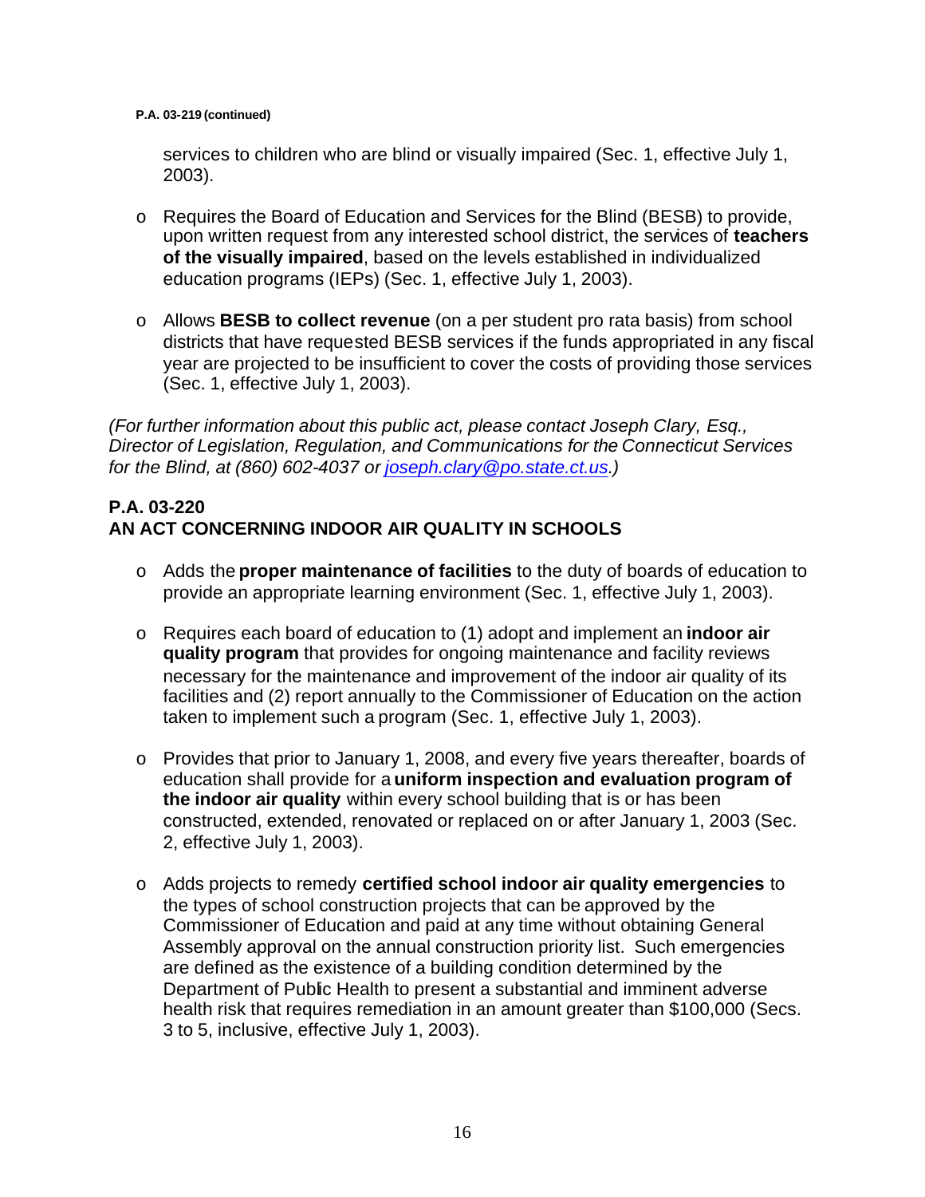services to children who are blind or visually impaired (Sec. 1, effective July 1, 2003).

- Requires the Board of Education and Services for the Blind (BESB) to provide, upon written request from any interested school district, the services of **teachers of the visually impaired**, based on the levels established in individualized education programs (IEPs) (Sec. 1, effective July 1, 2003).

- Allows **BESB to collect revenue** (on a per student pro rata basis) from school districts that have requested BESB services if the funds appropriated in any fiscal year are projected to be insufficient to cover the costs of providing those services (Sec. 1, effective July 1, 2003).

*(For further information about this public act, please contact Joseph Clary, Esq., Director of Legislation, Regulation, and Communications for the Connecticut Services for the Blind, at (860) 602-4037 or [joseph.clary@po.state.ct.us](mailto:joseph.clary@po.state.ct.us).)*

## P.A. 03-220
## AN ACT CONCERNING INDOOR AIR QUALITY IN SCHOOLS

- Adds the **proper maintenance of facilities** to the duty of boards of education to provide an appropriate learning environment (Sec. 1, effective July 1, 2003).

- Requires each board of education to (1) adopt and implement an **indoor air quality program** that provides for ongoing maintenance and facility reviews necessary for the maintenance and improvement of the indoor air quality of its facilities and (2) report annually to the Commissioner of Education on the action taken to implement such a program (Sec. 1, effective July 1, 2003).

- Provides that prior to January 1, 2008, and every five years thereafter, boards of education shall provide for a **uniform inspection and evaluation program of the indoor air quality** within every school building that is or has been constructed, extended, renovated or replaced on or after January 1, 2003 (Sec. 2, effective July 1, 2003).

- Adds projects to remedy **certified school indoor air quality emergencies** to the types of school construction projects that can be approved by the Commissioner of Education and paid at any time without obtaining General Assembly approval on the annual construction priority list. Such emergencies are defined as the existence of a building condition determined by the Department of Public Health to present a substantial and imminent adverse health risk that requires remediation in an amount greater than $100,000 (Secs. 3 to 5, inclusive, effective July 1, 2003).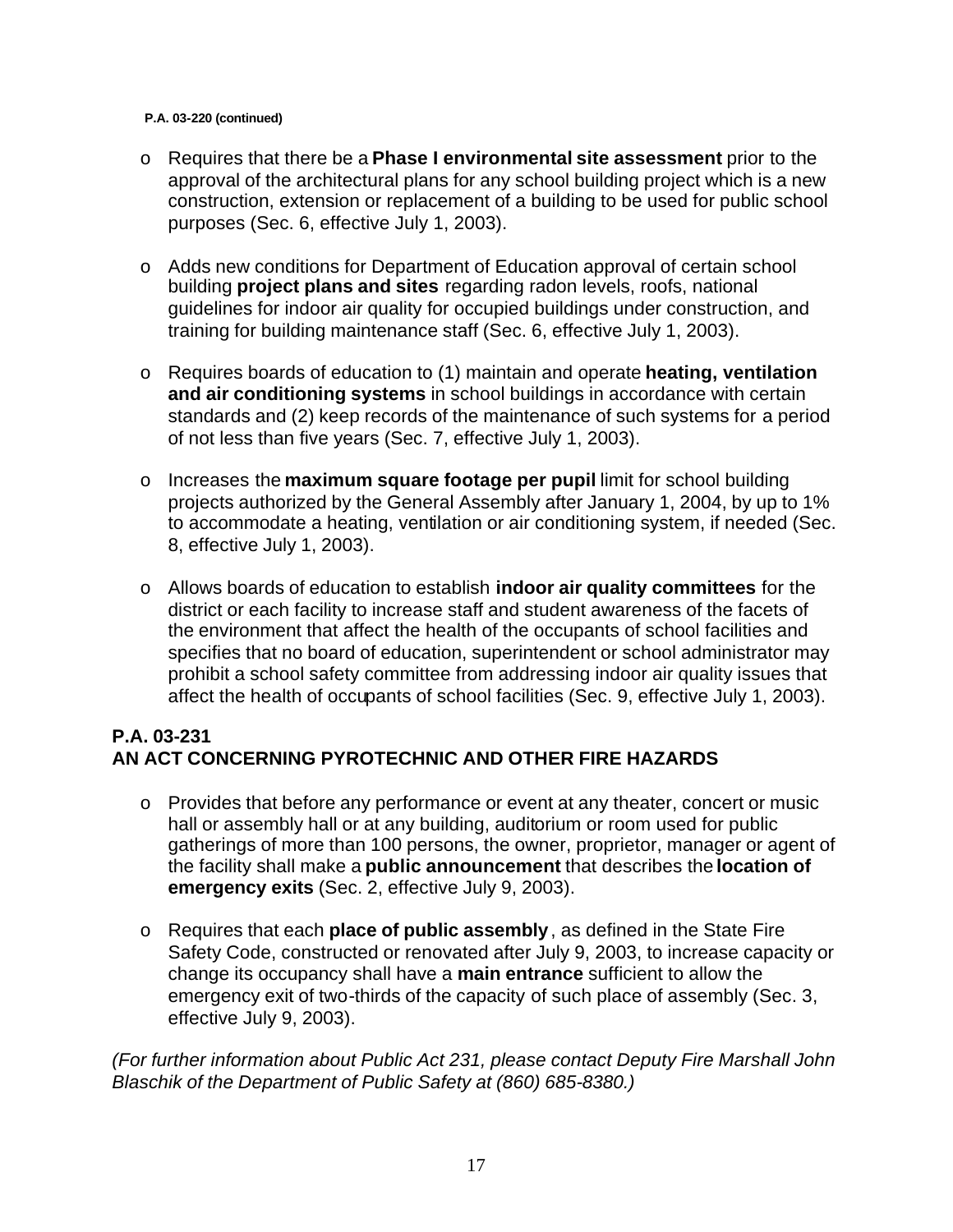**P.A. 03-220 (continued)**

- Requires that there be a **Phase I environmental site assessment** prior to the approval of the architectural plans for any school building project which is a new construction, extension or replacement of a building to be used for public school purposes (Sec. 6, effective July 1, 2003).

- Adds new conditions for Department of Education approval of certain school building **project plans and sites** regarding radon levels, roofs, national guidelines for indoor air quality for occupied buildings under construction, and training for building maintenance staff (Sec. 6, effective July 1, 2003).

- Requires boards of education to (1) maintain and operate **heating, ventilation and air conditioning systems** in school buildings in accordance with certain standards and (2) keep records of the maintenance of such systems for a period of not less than five years (Sec. 7, effective July 1, 2003).

- Increases the **maximum square footage per pupil** limit for school building projects authorized by the General Assembly after January 1, 2004, by up to 1% to accommodate a heating, ventilation or air conditioning system, if needed (Sec. 8, effective July 1, 2003).

- Allows boards of education to establish **indoor air quality committees** for the district or each facility to increase staff and student awareness of the facets of the environment that affect the health of the occupants of school facilities and specifies that no board of education, superintendent or school administrator may prohibit a school safety committee from addressing indoor air quality issues that affect the health of occupants of school facilities (Sec. 9, effective July 1, 2003).

## P.A. 03-231
## AN ACT CONCERNING PYROTECHNIC AND OTHER FIRE HAZARDS

- Provides that before any performance or event at any theater, concert or music hall or assembly hall or at any building, auditorium or room used for public gatherings of more than 100 persons, the owner, proprietor, manager or agent of the facility shall make a **public announcement** that describes the **location of emergency exits** (Sec. 2, effective July 9, 2003).

- Requires that each **place of public assembly**, as defined in the State Fire Safety Code, constructed or renovated after July 9, 2003, to increase capacity or change its occupancy shall have a **main entrance** sufficient to allow the emergency exit of two-thirds of the capacity of such place of assembly (Sec. 3, effective July 9, 2003).

*(For further information about Public Act 231, please contact Deputy Fire Marshall John Blaschik of the Department of Public Safety at (860) 685-8380.)*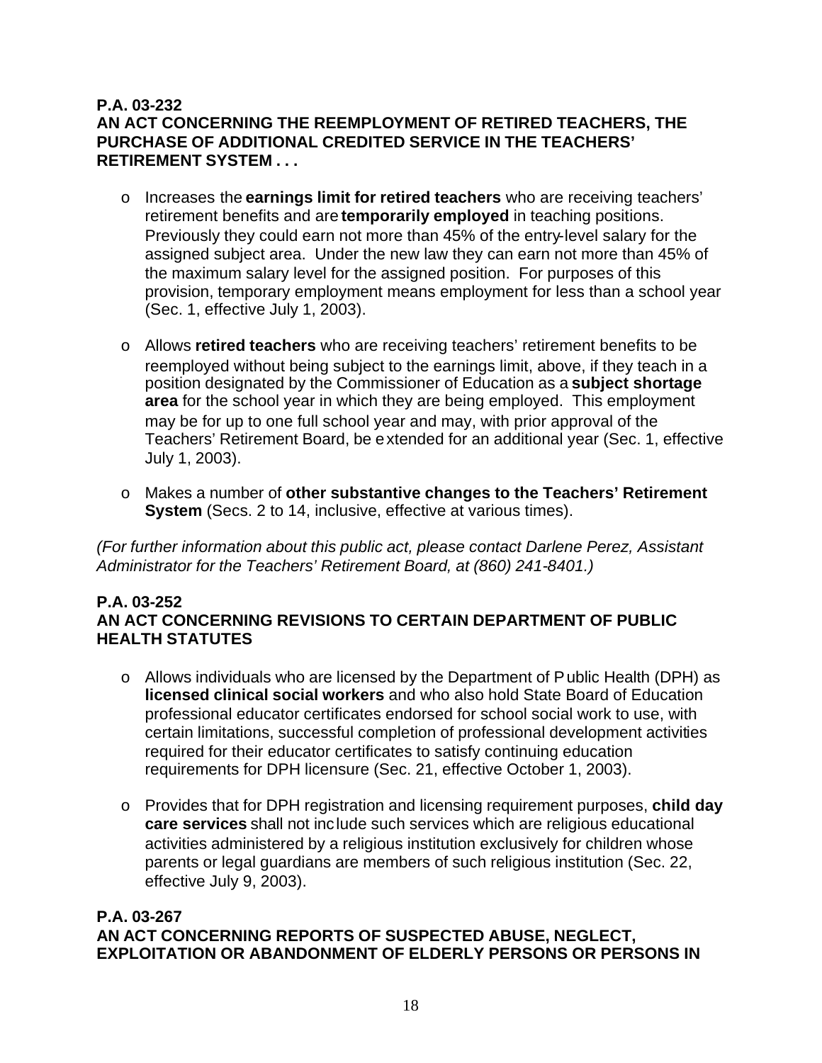**P.A. 03-232**
**AN ACT CONCERNING THE REEMPLOYMENT OF RETIRED TEACHERS, THE PURCHASE OF ADDITIONAL CREDITED SERVICE IN THE TEACHERS' RETIREMENT SYSTEM . . .**

- Increases the **earnings limit for retired teachers** who are receiving teachers' retirement benefits and are **temporarily employed** in teaching positions. Previously they could earn not more than 45% of the entry-level salary for the assigned subject area. Under the new law they can earn not more than 45% of the maximum salary level for the assigned position. For purposes of this provision, temporary employment means employment for less than a school year (Sec. 1, effective July 1, 2003).

- Allows **retired teachers** who are receiving teachers' retirement benefits to be reemployed without being subject to the earnings limit, above, if they teach in a position designated by the Commissioner of Education as a **subject shortage area** for the school year in which they are being employed. This employment may be for up to one full school year and may, with prior approval of the Teachers' Retirement Board, be extended for an additional year (Sec. 1, effective July 1, 2003).

- Makes a number of **other substantive changes to the Teachers' Retirement System** (Secs. 2 to 14, inclusive, effective at various times).

*(For further information about this public act, please contact Darlene Perez, Assistant Administrator for the Teachers' Retirement Board, at (860) 241-8401.)*

**P.A. 03-252**
**AN ACT CONCERNING REVISIONS TO CERTAIN DEPARTMENT OF PUBLIC HEALTH STATUTES**

- Allows individuals who are licensed by the Department of Public Health (DPH) as **licensed clinical social workers** and who also hold State Board of Education professional educator certificates endorsed for school social work to use, with certain limitations, successful completion of professional development activities required for their educator certificates to satisfy continuing education requirements for DPH licensure (Sec. 21, effective October 1, 2003).

- Provides that for DPH registration and licensing requirement purposes, **child day care services** shall not include such services which are religious educational activities administered by a religious institution exclusively for children whose parents or legal guardians are members of such religious institution (Sec. 22, effective July 9, 2003).

**P.A. 03-267**
**AN ACT CONCERNING REPORTS OF SUSPECTED ABUSE, NEGLECT, EXPLOITATION OR ABANDONMENT OF ELDERLY PERSONS OR PERSONS IN**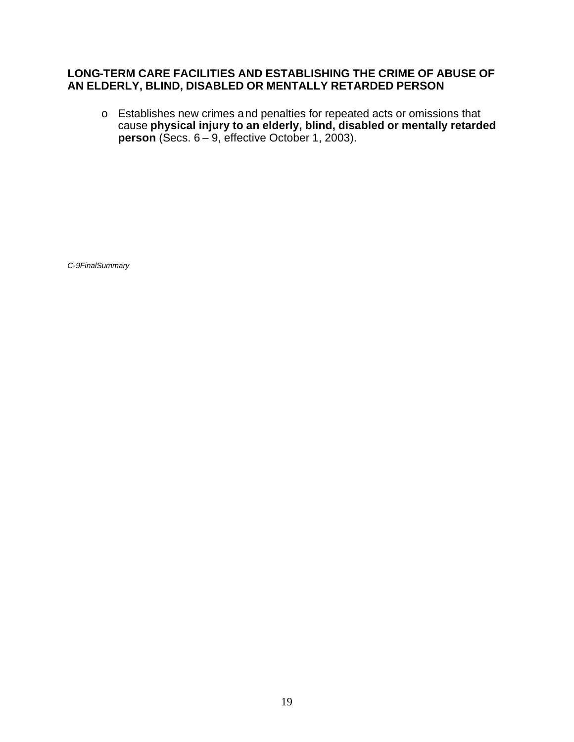**LONG-TERM CARE FACILITIES AND ESTABLISHING THE CRIME OF ABUSE OF AN ELDERLY, BLIND, DISABLED OR MENTALLY RETARDED PERSON**

- Establishes new crimes and penalties for repeated acts or omissions that cause **physical injury to an elderly, blind, disabled or mentally retarded person** (Secs. 6 – 9, effective October 1, 2003).

*C-9FinalSummary*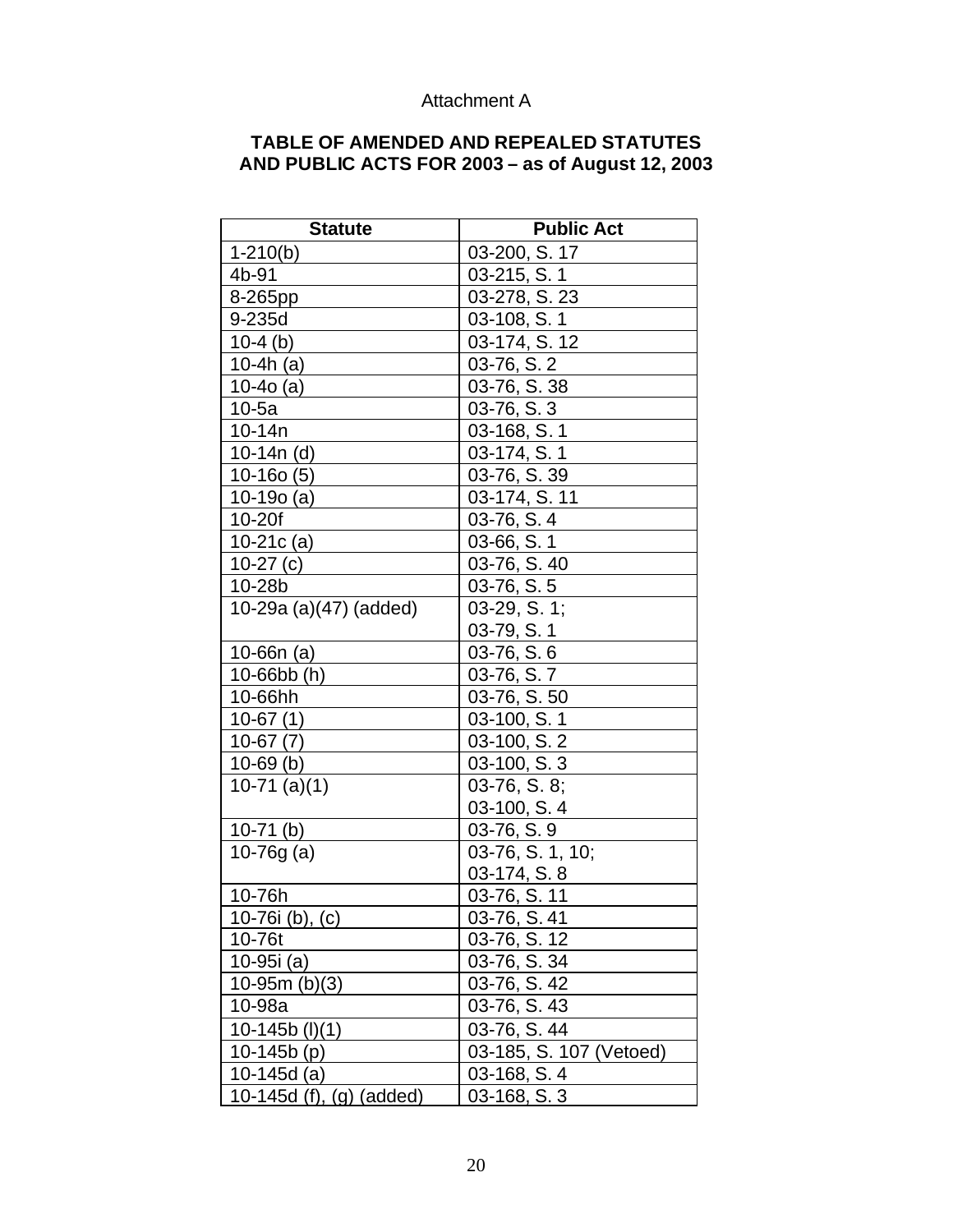Attachment A

**TABLE OF AMENDED AND REPEALED STATUTES AND PUBLIC ACTS FOR 2003 – as of August 12, 2003**

| Statute | Public Act |
|---|---|
| 1-210(b) | 03-200, S. 17 |
| 4b-91 | 03-215, S. 1 |
| 8-265pp | 03-278, S. 23 |
| 9-235d | 03-108, S. 1 |
| 10-4 (b) | 03-174, S. 12 |
| 10-4h (a) | 03-76, S. 2 |
| 10-4o (a) | 03-76, S. 38 |
| 10-5a | 03-76, S. 3 |
| 10-14n | 03-168, S. 1 |
| 10-14n (d) | 03-174, S. 1 |
| 10-16o (5) | 03-76, S. 39 |
| 10-19o (a) | 03-174, S. 11 |
| 10-20f | 03-76, S. 4 |
| 10-21c (a) | 03-66, S. 1 |
| 10-27 (c) | 03-76, S. 40 |
| 10-28b | 03-76, S. 5 |
| 10-29a (a)(47) (added) | 03-29, S. 1;<br>03-79, S. 1 |
| 10-66n (a) | 03-76, S. 6 |
| 10-66bb (h) | 03-76, S. 7 |
| 10-66hh | 03-76, S. 50 |
| 10-67 (1) | 03-100, S. 1 |
| 10-67 (7) | 03-100, S. 2 |
| 10-69 (b) | 03-100, S. 3 |
| 10-71 (a)(1) | 03-76, S. 8;<br>03-100, S. 4 |
| 10-71 (b) | 03-76, S. 9 |
| 10-76g (a) | 03-76, S. 1, 10;<br>03-174, S. 8 |
| 10-76h | 03-76, S. 11 |
| 10-76i (b), (c) | 03-76, S. 41 |
| 10-76t | 03-76, S. 12 |
| 10-95i (a) | 03-76, S. 34 |
| 10-95m (b)(3) | 03-76, S. 42 |
| 10-98a | 03-76, S. 43 |
| 10-145b (l)(1) | 03-76, S. 44 |
| 10-145b (p) | 03-185, S. 107 (Vetoed) |
| 10-145d (a) | 03-168, S. 4 |
| 10-145d (f), (g) (added) | 03-168, S. 3 |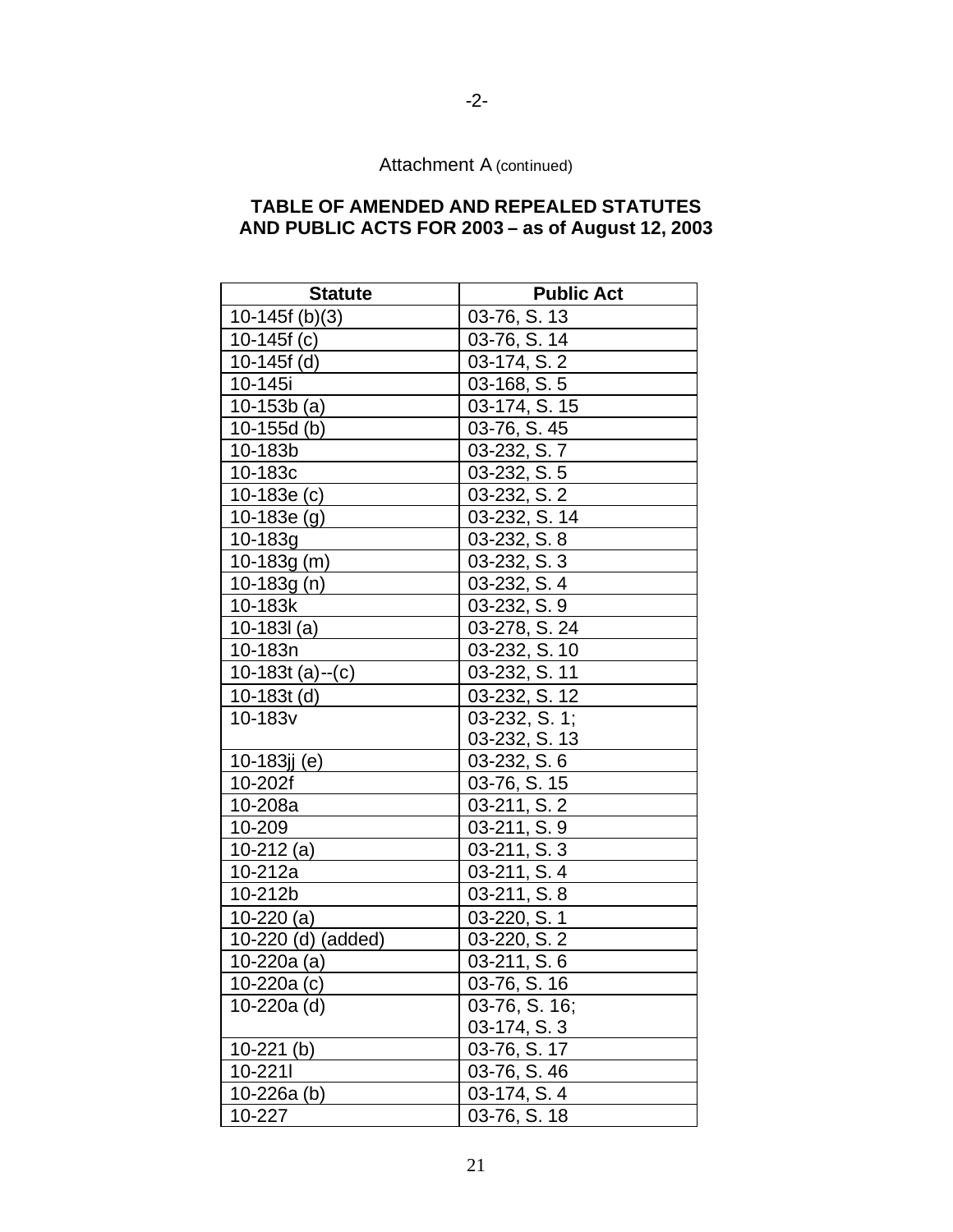-2-

Attachment A (continued)

**TABLE OF AMENDED AND REPEALED STATUTES AND PUBLIC ACTS FOR 2003 – as of August 12, 2003**

| Statute | Public Act |
|---|---|
| 10-145f (b)(3) | 03-76, S. 13 |
| 10-145f (c) | 03-76, S. 14 |
| 10-145f (d) | 03-174, S. 2 |
| 10-145i | 03-168, S. 5 |
| 10-153b (a) | 03-174, S. 15 |
| 10-155d (b) | 03-76, S. 45 |
| 10-183b | 03-232, S. 7 |
| 10-183c | 03-232, S. 5 |
| 10-183e (c) | 03-232, S. 2 |
| 10-183e (g) | 03-232, S. 14 |
| 10-183g | 03-232, S. 8 |
| 10-183g (m) | 03-232, S. 3 |
| 10-183g (n) | 03-232, S. 4 |
| 10-183k | 03-232, S. 9 |
| 10-183l (a) | 03-278, S. 24 |
| 10-183n | 03-232, S. 10 |
| 10-183t (a)--(c) | 03-232, S. 11 |
| 10-183t (d) | 03-232, S. 12 |
| 10-183v | 03-232, S. 1; 03-232, S. 13 |
| 10-183jj (e) | 03-232, S. 6 |
| 10-202f | 03-76, S. 15 |
| 10-208a | 03-211, S. 2 |
| 10-209 | 03-211, S. 9 |
| 10-212 (a) | 03-211, S. 3 |
| 10-212a | 03-211, S. 4 |
| 10-212b | 03-211, S. 8 |
| 10-220 (a) | 03-220, S. 1 |
| 10-220 (d) (added) | 03-220, S. 2 |
| 10-220a (a) | 03-211, S. 6 |
| 10-220a (c) | 03-76, S. 16 |
| 10-220a (d) | 03-76, S. 16; 03-174, S. 3 |
| 10-221 (b) | 03-76, S. 17 |
| 10-221l | 03-76, S. 46 |
| 10-226a (b) | 03-174, S. 4 |
| 10-227 | 03-76, S. 18 |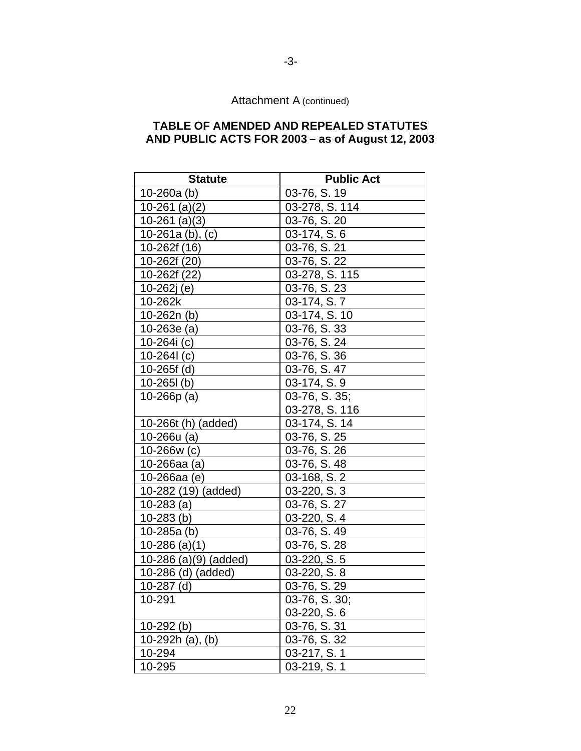Attachment A (continued)

**TABLE OF AMENDED AND REPEALED STATUTES AND PUBLIC ACTS FOR 2003 – as of August 12, 2003**

| Statute | Public Act |
|---|---|
| 10-260a (b) | 03-76, S. 19 |
| 10-261 (a)(2) | 03-278, S. 114 |
| 10-261 (a)(3) | 03-76, S. 20 |
| 10-261a (b), (c) | 03-174, S. 6 |
| 10-262f (16) | 03-76, S. 21 |
| 10-262f (20) | 03-76, S. 22 |
| 10-262f (22) | 03-278, S. 115 |
| 10-262j (e) | 03-76, S. 23 |
| 10-262k | 03-174, S. 7 |
| 10-262n (b) | 03-174, S. 10 |
| 10-263e (a) | 03-76, S. 33 |
| 10-264i (c) | 03-76, S. 24 |
| 10-264l (c) | 03-76, S. 36 |
| 10-265f (d) | 03-76, S. 47 |
| 10-265l (b) | 03-174, S. 9 |
| 10-266p (a) | 03-76, S. 35; 03-278, S. 116 |
| 10-266t (h) (added) | 03-174, S. 14 |
| 10-266u (a) | 03-76, S. 25 |
| 10-266w (c) | 03-76, S. 26 |
| 10-266aa (a) | 03-76, S. 48 |
| 10-266aa (e) | 03-168, S. 2 |
| 10-282 (19) (added) | 03-220, S. 3 |
| 10-283 (a) | 03-76, S. 27 |
| 10-283 (b) | 03-220, S. 4 |
| 10-285a (b) | 03-76, S. 49 |
| 10-286 (a)(1) | 03-76, S. 28 |
| 10-286 (a)(9) (added) | 03-220, S. 5 |
| 10-286 (d) (added) | 03-220, S. 8 |
| 10-287 (d) | 03-76, S. 29 |
| 10-291 | 03-76, S. 30; 03-220, S. 6 |
| 10-292 (b) | 03-76, S. 31 |
| 10-292h (a), (b) | 03-76, S. 32 |
| 10-294 | 03-217, S. 1 |
| 10-295 | 03-219, S. 1 |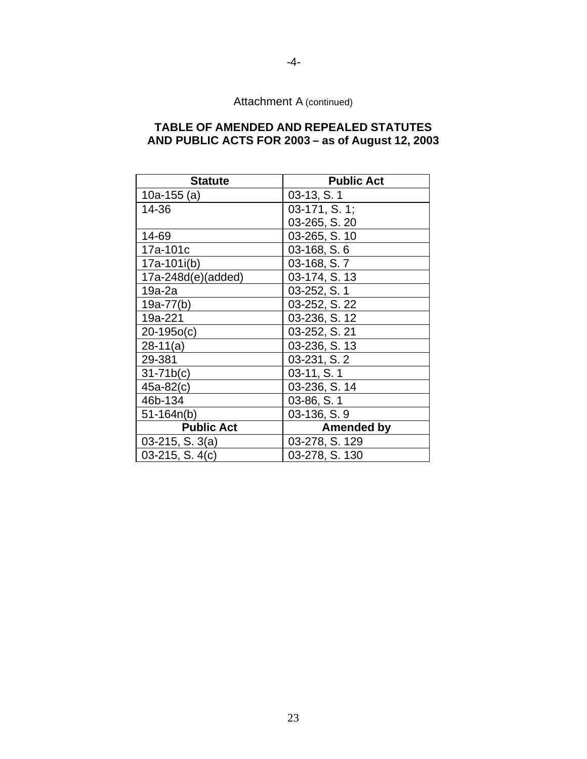-4-

Attachment A (continued)

**TABLE OF AMENDED AND REPEALED STATUTES AND PUBLIC ACTS FOR 2003 – as of August 12, 2003**

| Statute | Public Act |
|---|---|
| 10a-155 (a) | 03-13, S. 1 |
| 14-36 | 03-171, S. 1;<br>03-265, S. 20 |
| 14-69 | 03-265, S. 10 |
| 17a-101c | 03-168, S. 6 |
| 17a-101i(b) | 03-168, S. 7 |
| 17a-248d(e)(added) | 03-174, S. 13 |
| 19a-2a | 03-252, S. 1 |
| 19a-77(b) | 03-252, S. 22 |
| 19a-221 | 03-236, S. 12 |
| 20-195o(c) | 03-252, S. 21 |
| 28-11(a) | 03-236, S. 13 |
| 29-381 | 03-231, S. 2 |
| 31-71b(c) | 03-11, S. 1 |
| 45a-82(c) | 03-236, S. 14 |
| 46b-134 | 03-86, S. 1 |
| 51-164n(b) | 03-136, S. 9 |
| **Public Act** | **Amended by** |
| 03-215, S. 3(a) | 03-278, S. 129 |
| 03-215, S. 4(c) | 03-278, S. 130 |